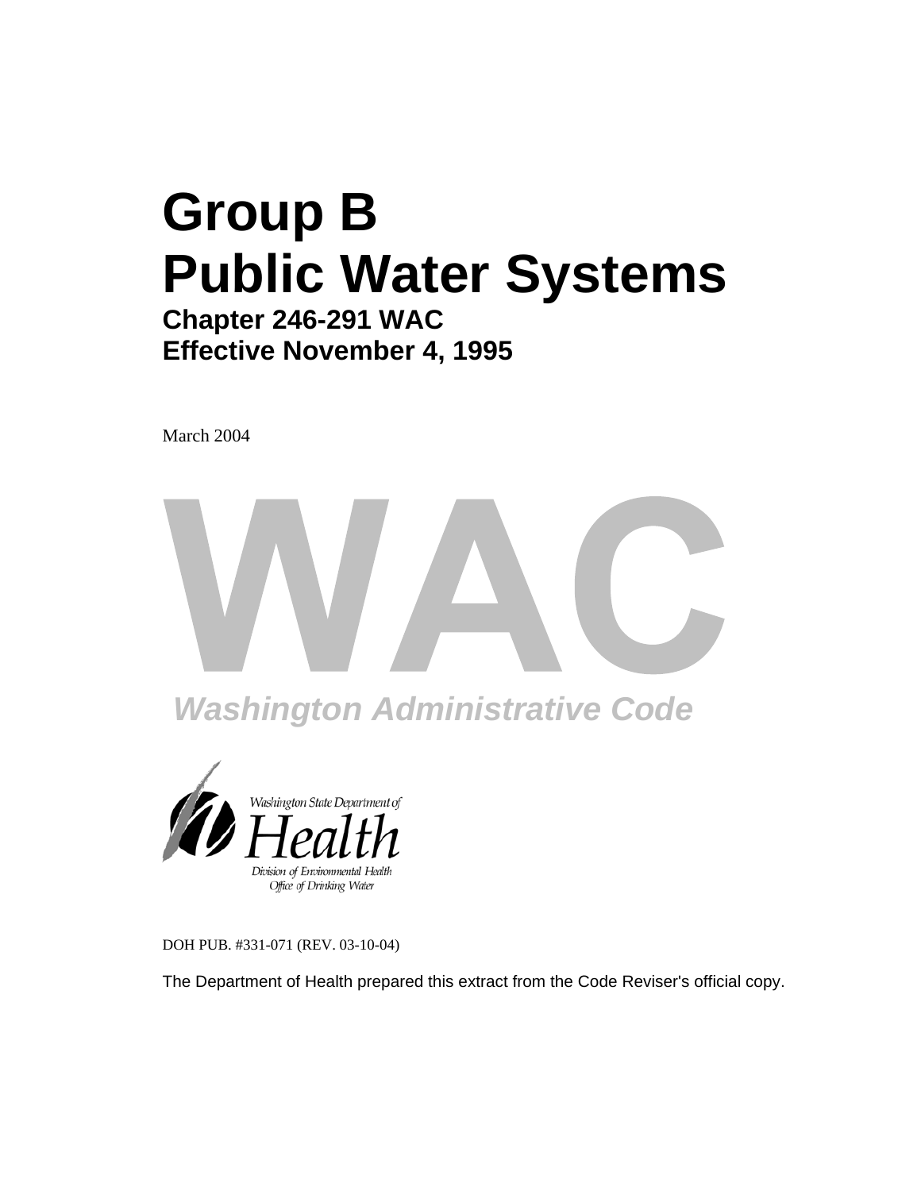# Group B
# Public Water Systems

## Chapter 246-291 WAC
## Effective November 4, 1995

March 2004

WAC

*Washington Administrative Code*

Washington State Department of

Health

*Division of Environmental Health*
*Office of Drinking Water*

DOH PUB. #331-071 (REV. 03-10-04)

The Department of Health prepared this extract from the Code Reviser's official copy.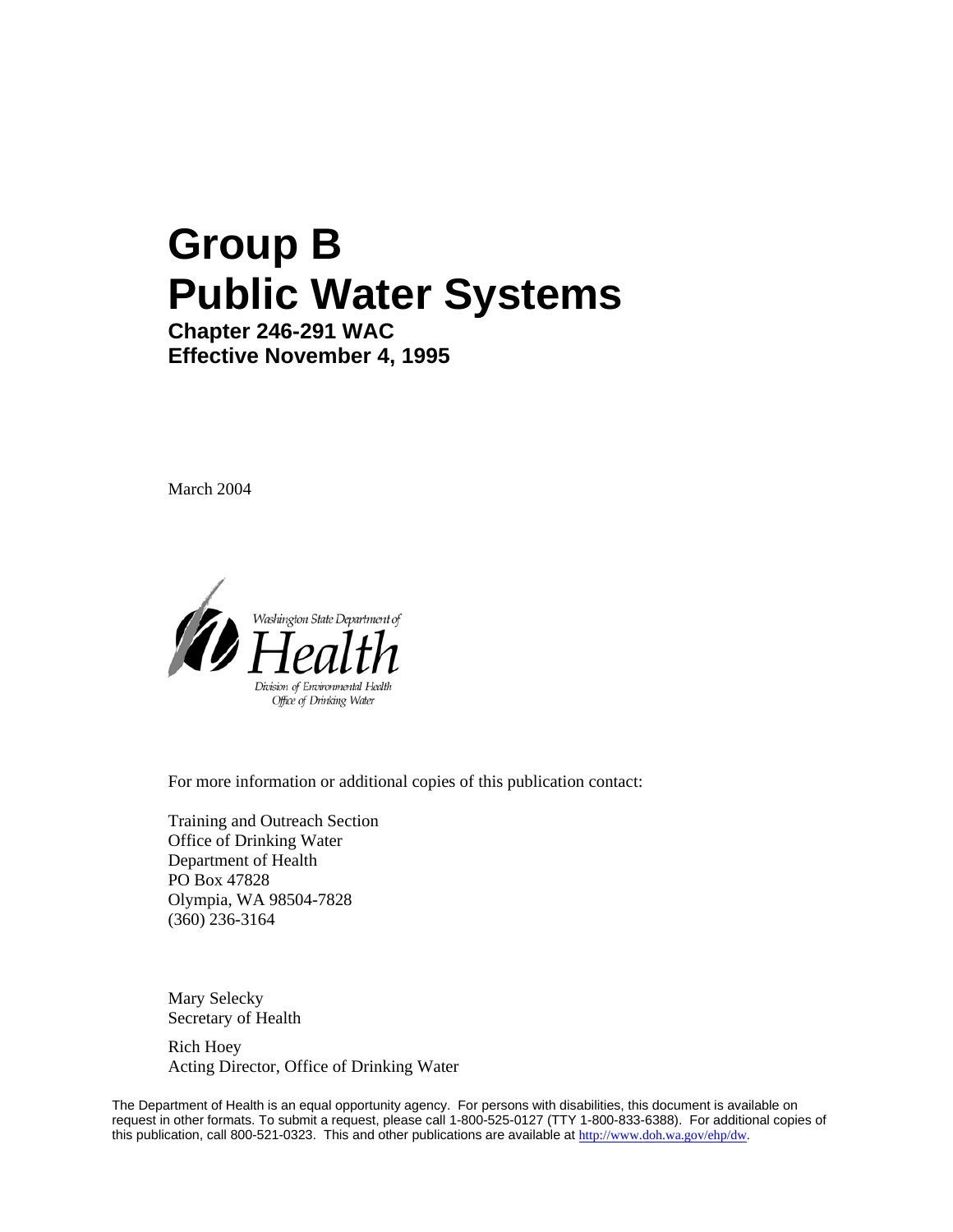# Group B Public Water Systems

**Chapter 246-291 WAC**
**Effective November 4, 1995**

March 2004

Washington State Department of
Health
Division of Environmental Health
Office of Drinking Water

For more information or additional copies of this publication contact:

Training and Outreach Section
Office of Drinking Water
Department of Health
PO Box 47828
Olympia, WA 98504-7828
(360) 236-3164

Mary Selecky
Secretary of Health

Rich Hoey
Acting Director, Office of Drinking Water

The Department of Health is an equal opportunity agency. For persons with disabilities, this document is available on request in other formats. To submit a request, please call 1-800-525-0127 (TTY 1-800-833-6388). For additional copies of this publication, call 800-521-0323. This and other publications are available at http://www.doh.wa.gov/ehp/dw.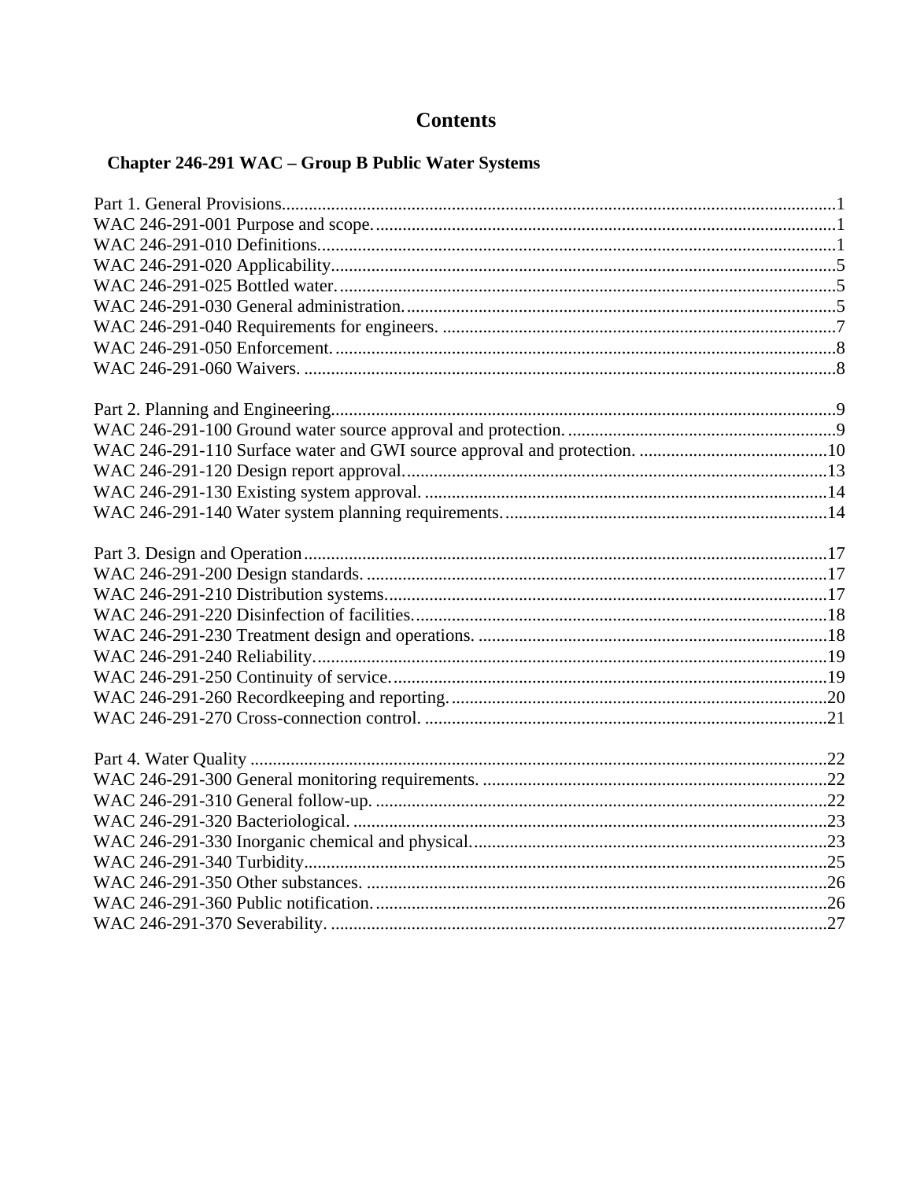# Contents

## Chapter 246-291 WAC – Group B Public Water Systems

Part 1. General Provisions........................................................................................................1
WAC 246-291-001 Purpose and scope......................................................................................1
WAC 246-291-010 Definitions..................................................................................................1
WAC 246-291-020 Applicability...............................................................................................5
WAC 246-291-025 Bottled water..............................................................................................5
WAC 246-291-030 General administration...............................................................................5
WAC 246-291-040 Requirements for engineers. .......................................................................7
WAC 246-291-050 Enforcement...............................................................................................8
WAC 246-291-060 Waivers. .....................................................................................................8

Part 2. Planning and Engineering...............................................................................................9
WAC 246-291-100 Ground water source approval and protection...........................................9
WAC 246-291-110 Surface water and GWI source approval and protection. ..........................10
WAC 246-291-120 Design report approval.............................................................................13
WAC 246-291-130 Existing system approval. .........................................................................14
WAC 246-291-140 Water system planning requirements.......................................................14

Part 3. Design and Operation....................................................................................................17
WAC 246-291-200 Design standards.......................................................................................17
WAC 246-291-210 Distribution systems..................................................................................17
WAC 246-291-220 Disinfection of facilities............................................................................18
WAC 246-291-230 Treatment design and operations. ..............................................................18
WAC 246-291-240 Reliability..................................................................................................19
WAC 246-291-250 Continuity of service.................................................................................19
WAC 246-291-260 Recordkeeping and reporting....................................................................20
WAC 246-291-270 Cross-connection control. .........................................................................21

Part 4. Water Quality ................................................................................................................22
WAC 246-291-300 General monitoring requirements. .............................................................22
WAC 246-291-310 General follow-up. .....................................................................................22
WAC 246-291-320 Bacteriological. ..........................................................................................23
WAC 246-291-330 Inorganic chemical and physical................................................................23
WAC 246-291-340 Turbidity.....................................................................................................25
WAC 246-291-350 Other substances. .......................................................................................26
WAC 246-291-360 Public notification......................................................................................26
WAC 246-291-370 Severability. ...............................................................................................27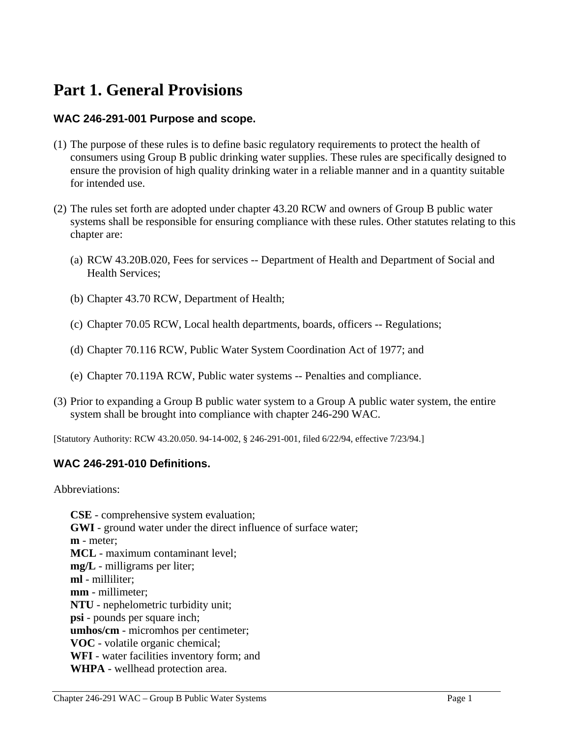# Part 1. General Provisions

### WAC 246-291-001 Purpose and scope.

(1) The purpose of these rules is to define basic regulatory requirements to protect the health of consumers using Group B public drinking water supplies. These rules are specifically designed to ensure the provision of high quality drinking water in a reliable manner and in a quantity suitable for intended use.

(2) The rules set forth are adopted under chapter 43.20 RCW and owners of Group B public water systems shall be responsible for ensuring compliance with these rules. Other statutes relating to this chapter are:

   (a) RCW 43.20B.020, Fees for services -- Department of Health and Department of Social and Health Services;

   (b) Chapter 43.70 RCW, Department of Health;

   (c) Chapter 70.05 RCW, Local health departments, boards, officers -- Regulations;

   (d) Chapter 70.116 RCW, Public Water System Coordination Act of 1977; and

   (e) Chapter 70.119A RCW, Public water systems -- Penalties and compliance.

(3) Prior to expanding a Group B public water system to a Group A public water system, the entire system shall be brought into compliance with chapter 246-290 WAC.

[Statutory Authority: RCW 43.20.050. 94-14-002, § 246-291-001, filed 6/22/94, effective 7/23/94.]

### WAC 246-291-010 Definitions.

Abbreviations:

**CSE** - comprehensive system evaluation;
**GWI** - ground water under the direct influence of surface water;
**m** - meter;
**MCL** - maximum contaminant level;
**mg/L** - milligrams per liter;
**ml** - milliliter;
**mm** - millimeter;
**NTU** - nephelometric turbidity unit;
**psi** - pounds per square inch;
**umhos/cm** - micromhos per centimeter;
**VOC** - volatile organic chemical;
**WFI** - water facilities inventory form; and
**WHPA** - wellhead protection area.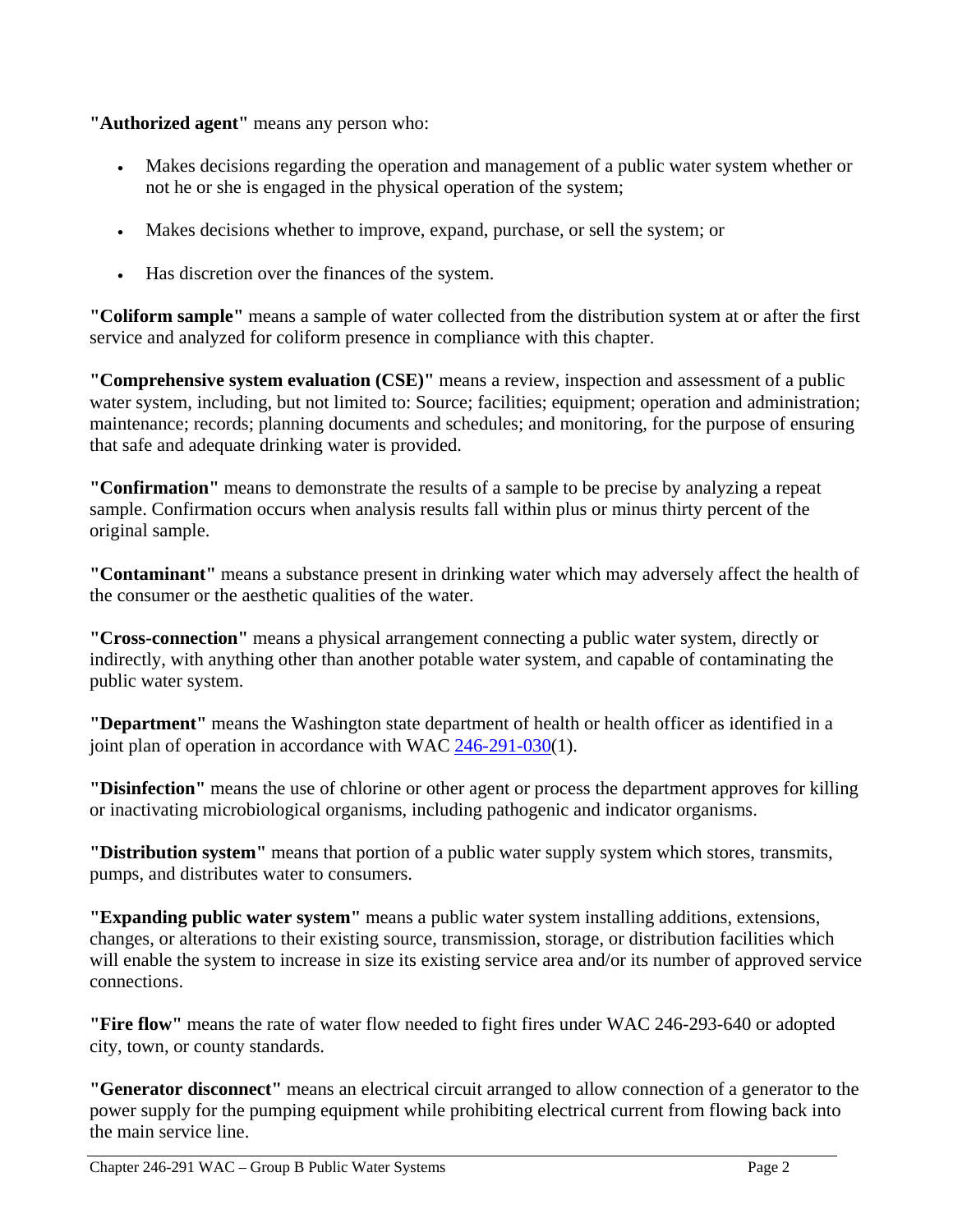**"Authorized agent"** means any person who:

- Makes decisions regarding the operation and management of a public water system whether or not he or she is engaged in the physical operation of the system;
- Makes decisions whether to improve, expand, purchase, or sell the system; or
- Has discretion over the finances of the system.

**"Coliform sample"** means a sample of water collected from the distribution system at or after the first service and analyzed for coliform presence in compliance with this chapter.

**"Comprehensive system evaluation (CSE)"** means a review, inspection and assessment of a public water system, including, but not limited to: Source; facilities; equipment; operation and administration; maintenance; records; planning documents and schedules; and monitoring, for the purpose of ensuring that safe and adequate drinking water is provided.

**"Confirmation"** means to demonstrate the results of a sample to be precise by analyzing a repeat sample. Confirmation occurs when analysis results fall within plus or minus thirty percent of the original sample.

**"Contaminant"** means a substance present in drinking water which may adversely affect the health of the consumer or the aesthetic qualities of the water.

**"Cross-connection"** means a physical arrangement connecting a public water system, directly or indirectly, with anything other than another potable water system, and capable of contaminating the public water system.

**"Department"** means the Washington state department of health or health officer as identified in a joint plan of operation in accordance with WAC 246-291-030(1).

**"Disinfection"** means the use of chlorine or other agent or process the department approves for killing or inactivating microbiological organisms, including pathogenic and indicator organisms.

**"Distribution system"** means that portion of a public water supply system which stores, transmits, pumps, and distributes water to consumers.

**"Expanding public water system"** means a public water system installing additions, extensions, changes, or alterations to their existing source, transmission, storage, or distribution facilities which will enable the system to increase in size its existing service area and/or its number of approved service connections.

**"Fire flow"** means the rate of water flow needed to fight fires under WAC 246-293-640 or adopted city, town, or county standards.

**"Generator disconnect"** means an electrical circuit arranged to allow connection of a generator to the power supply for the pumping equipment while prohibiting electrical current from flowing back into the main service line.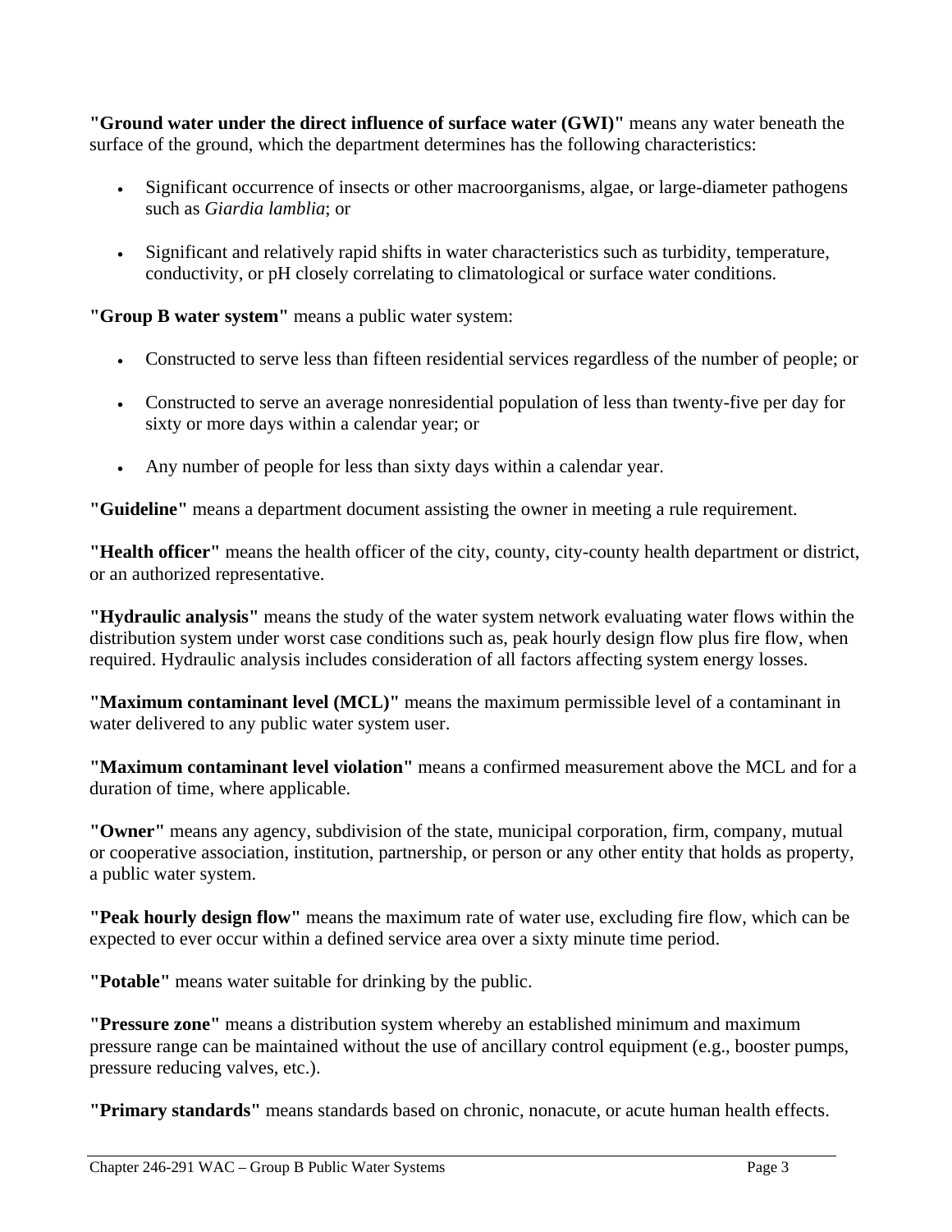**"Ground water under the direct influence of surface water (GWI)"** means any water beneath the surface of the ground, which the department determines has the following characteristics:

- Significant occurrence of insects or other macroorganisms, algae, or large-diameter pathogens such as *Giardia lamblia*; or

- Significant and relatively rapid shifts in water characteristics such as turbidity, temperature, conductivity, or pH closely correlating to climatological or surface water conditions.

**"Group B water system"** means a public water system:

- Constructed to serve less than fifteen residential services regardless of the number of people; or

- Constructed to serve an average nonresidential population of less than twenty-five per day for sixty or more days within a calendar year; or

- Any number of people for less than sixty days within a calendar year.

**"Guideline"** means a department document assisting the owner in meeting a rule requirement.

**"Health officer"** means the health officer of the city, county, city-county health department or district, or an authorized representative.

**"Hydraulic analysis"** means the study of the water system network evaluating water flows within the distribution system under worst case conditions such as, peak hourly design flow plus fire flow, when required. Hydraulic analysis includes consideration of all factors affecting system energy losses.

**"Maximum contaminant level (MCL)"** means the maximum permissible level of a contaminant in water delivered to any public water system user.

**"Maximum contaminant level violation"** means a confirmed measurement above the MCL and for a duration of time, where applicable.

**"Owner"** means any agency, subdivision of the state, municipal corporation, firm, company, mutual or cooperative association, institution, partnership, or person or any other entity that holds as property, a public water system.

**"Peak hourly design flow"** means the maximum rate of water use, excluding fire flow, which can be expected to ever occur within a defined service area over a sixty minute time period.

**"Potable"** means water suitable for drinking by the public.

**"Pressure zone"** means a distribution system whereby an established minimum and maximum pressure range can be maintained without the use of ancillary control equipment (e.g., booster pumps, pressure reducing valves, etc.).

**"Primary standards"** means standards based on chronic, nonacute, or acute human health effects.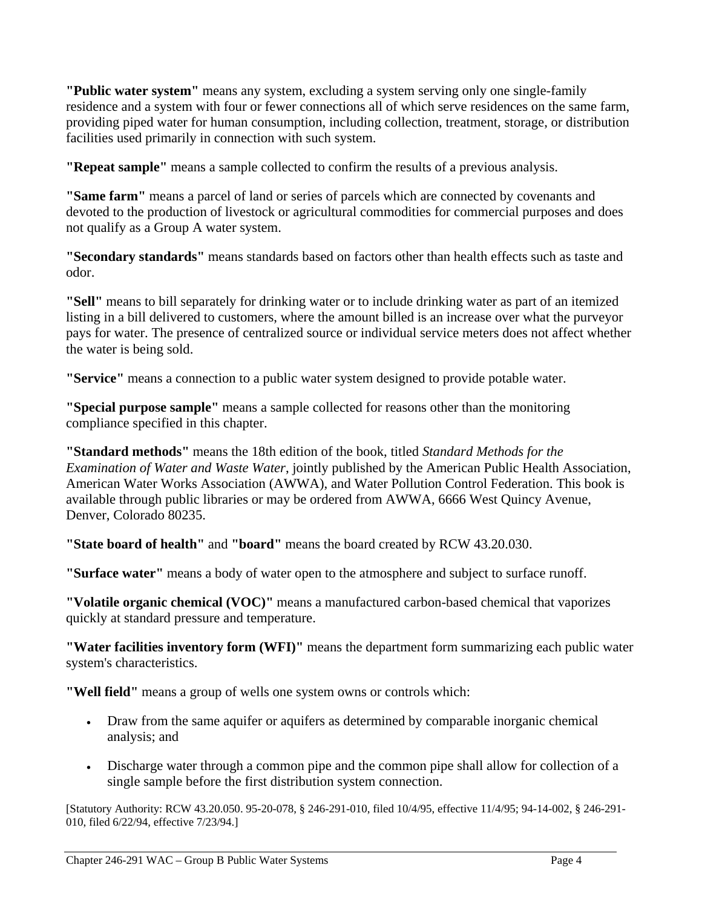**"Public water system"** means any system, excluding a system serving only one single-family residence and a system with four or fewer connections all of which serve residences on the same farm, providing piped water for human consumption, including collection, treatment, storage, or distribution facilities used primarily in connection with such system.

**"Repeat sample"** means a sample collected to confirm the results of a previous analysis.

**"Same farm"** means a parcel of land or series of parcels which are connected by covenants and devoted to the production of livestock or agricultural commodities for commercial purposes and does not qualify as a Group A water system.

**"Secondary standards"** means standards based on factors other than health effects such as taste and odor.

**"Sell"** means to bill separately for drinking water or to include drinking water as part of an itemized listing in a bill delivered to customers, where the amount billed is an increase over what the purveyor pays for water. The presence of centralized source or individual service meters does not affect whether the water is being sold.

**"Service"** means a connection to a public water system designed to provide potable water.

**"Special purpose sample"** means a sample collected for reasons other than the monitoring compliance specified in this chapter.

**"Standard methods"** means the 18th edition of the book, titled *Standard Methods for the Examination of Water and Waste Water*, jointly published by the American Public Health Association, American Water Works Association (AWWA), and Water Pollution Control Federation. This book is available through public libraries or may be ordered from AWWA, 6666 West Quincy Avenue, Denver, Colorado 80235.

**"State board of health"** and **"board"** means the board created by RCW 43.20.030.

**"Surface water"** means a body of water open to the atmosphere and subject to surface runoff.

**"Volatile organic chemical (VOC)"** means a manufactured carbon-based chemical that vaporizes quickly at standard pressure and temperature.

**"Water facilities inventory form (WFI)"** means the department form summarizing each public water system's characteristics.

**"Well field"** means a group of wells one system owns or controls which:

- Draw from the same aquifer or aquifers as determined by comparable inorganic chemical analysis; and
- Discharge water through a common pipe and the common pipe shall allow for collection of a single sample before the first distribution system connection.

[Statutory Authority: RCW 43.20.050. 95-20-078, § 246-291-010, filed 10/4/95, effective 11/4/95; 94-14-002, § 246-291-010, filed 6/22/94, effective 7/23/94.]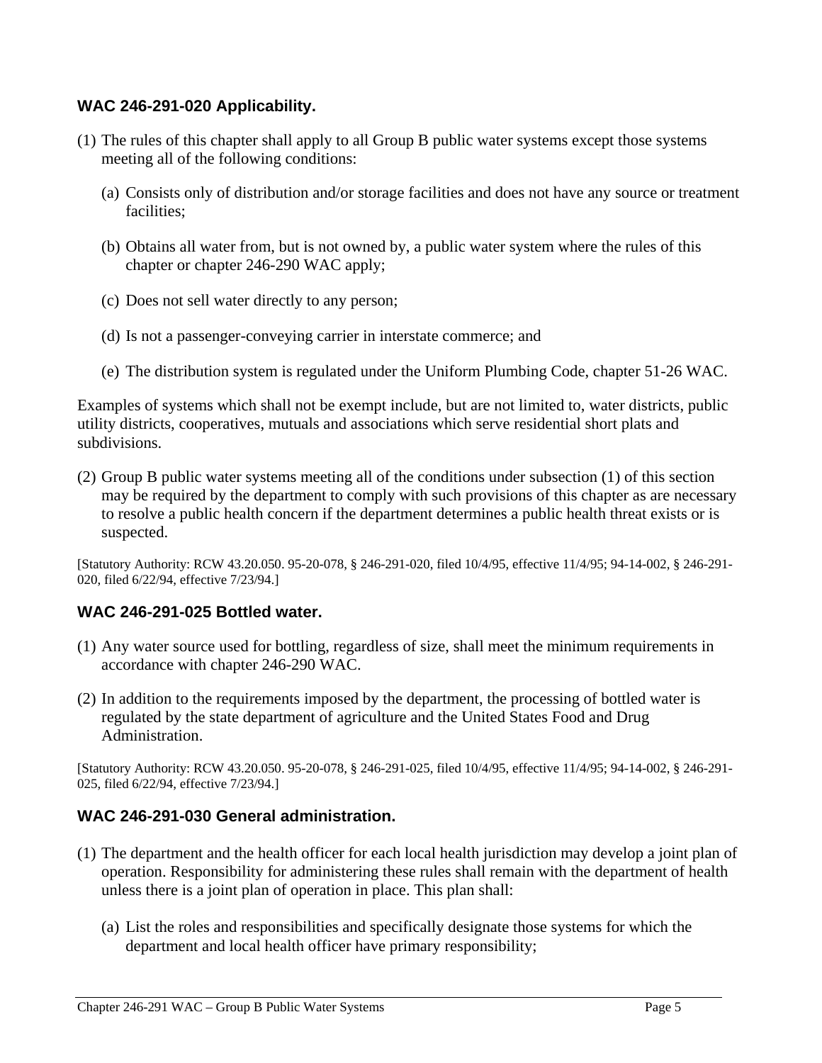### WAC 246-291-020 Applicability.

(1) The rules of this chapter shall apply to all Group B public water systems except those systems meeting all of the following conditions:

  (a) Consists only of distribution and/or storage facilities and does not have any source or treatment facilities;

  (b) Obtains all water from, but is not owned by, a public water system where the rules of this chapter or chapter 246-290 WAC apply;

  (c) Does not sell water directly to any person;

  (d) Is not a passenger-conveying carrier in interstate commerce; and

  (e) The distribution system is regulated under the Uniform Plumbing Code, chapter 51-26 WAC.

Examples of systems which shall not be exempt include, but are not limited to, water districts, public utility districts, cooperatives, mutuals and associations which serve residential short plats and subdivisions.

(2) Group B public water systems meeting all of the conditions under subsection (1) of this section may be required by the department to comply with such provisions of this chapter as are necessary to resolve a public health concern if the department determines a public health threat exists or is suspected.

[Statutory Authority: RCW 43.20.050. 95-20-078, § 246-291-020, filed 10/4/95, effective 11/4/95; 94-14-002, § 246-291-020, filed 6/22/94, effective 7/23/94.]

### WAC 246-291-025 Bottled water.

(1) Any water source used for bottling, regardless of size, shall meet the minimum requirements in accordance with chapter 246-290 WAC.

(2) In addition to the requirements imposed by the department, the processing of bottled water is regulated by the state department of agriculture and the United States Food and Drug Administration.

[Statutory Authority: RCW 43.20.050. 95-20-078, § 246-291-025, filed 10/4/95, effective 11/4/95; 94-14-002, § 246-291-025, filed 6/22/94, effective 7/23/94.]

### WAC 246-291-030 General administration.

(1) The department and the health officer for each local health jurisdiction may develop a joint plan of operation. Responsibility for administering these rules shall remain with the department of health unless there is a joint plan of operation in place. This plan shall:

  (a) List the roles and responsibilities and specifically designate those systems for which the department and local health officer have primary responsibility;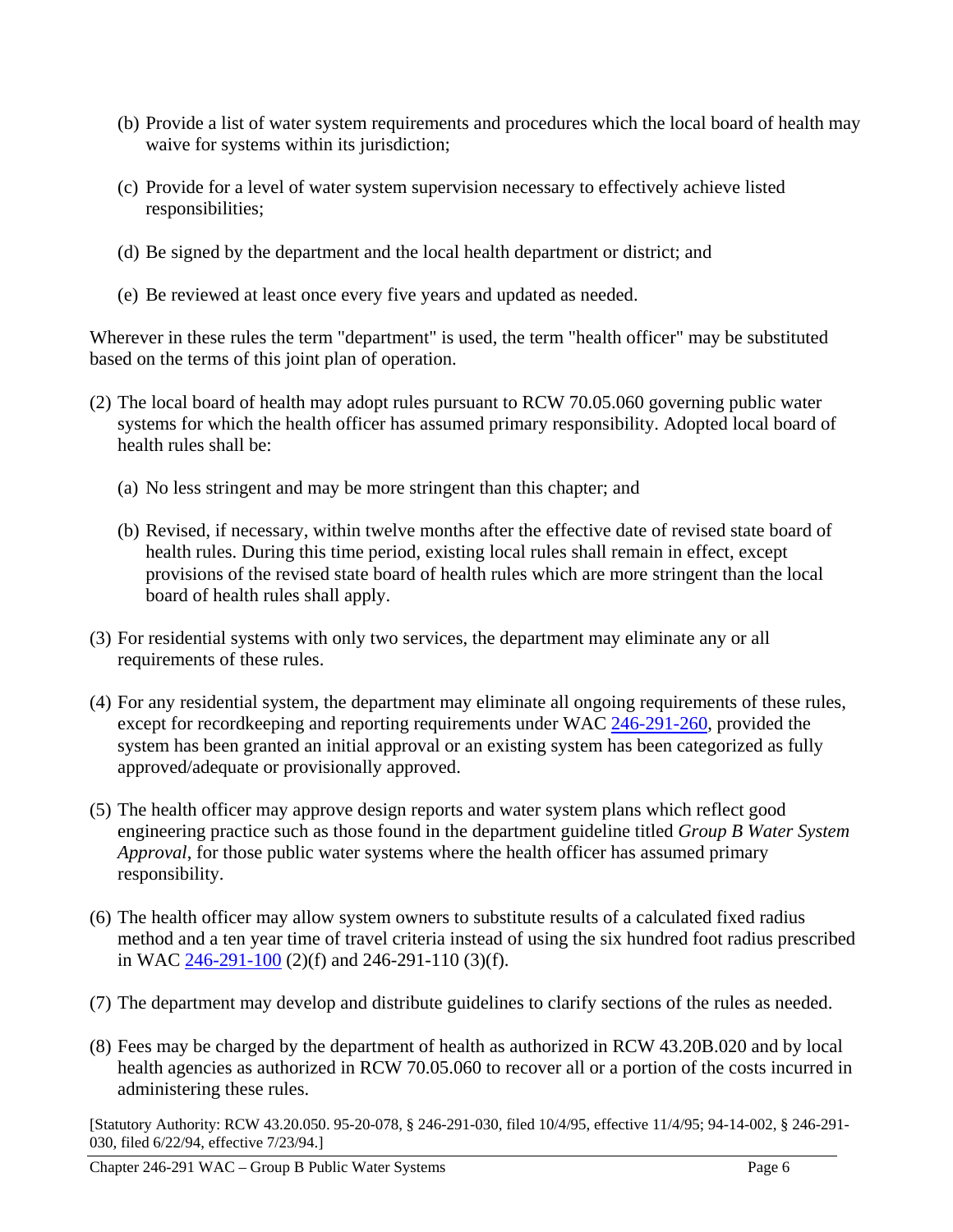(b) Provide a list of water system requirements and procedures which the local board of health may waive for systems within its jurisdiction;

(c) Provide for a level of water system supervision necessary to effectively achieve listed responsibilities;

(d) Be signed by the department and the local health department or district; and

(e) Be reviewed at least once every five years and updated as needed.

Wherever in these rules the term "department" is used, the term "health officer" may be substituted based on the terms of this joint plan of operation.

(2) The local board of health may adopt rules pursuant to RCW 70.05.060 governing public water systems for which the health officer has assumed primary responsibility. Adopted local board of health rules shall be:

(a) No less stringent and may be more stringent than this chapter; and

(b) Revised, if necessary, within twelve months after the effective date of revised state board of health rules. During this time period, existing local rules shall remain in effect, except provisions of the revised state board of health rules which are more stringent than the local board of health rules shall apply.

(3) For residential systems with only two services, the department may eliminate any or all requirements of these rules.

(4) For any residential system, the department may eliminate all ongoing requirements of these rules, except for recordkeeping and reporting requirements under WAC 246-291-260, provided the system has been granted an initial approval or an existing system has been categorized as fully approved/adequate or provisionally approved.

(5) The health officer may approve design reports and water system plans which reflect good engineering practice such as those found in the department guideline titled *Group B Water System Approval*, for those public water systems where the health officer has assumed primary responsibility.

(6) The health officer may allow system owners to substitute results of a calculated fixed radius method and a ten year time of travel criteria instead of using the six hundred foot radius prescribed in WAC 246-291-100 (2)(f) and 246-291-110 (3)(f).

(7) The department may develop and distribute guidelines to clarify sections of the rules as needed.

(8) Fees may be charged by the department of health as authorized in RCW 43.20B.020 and by local health agencies as authorized in RCW 70.05.060 to recover all or a portion of the costs incurred in administering these rules.

[Statutory Authority: RCW 43.20.050. 95-20-078, § 246-291-030, filed 10/4/95, effective 11/4/95; 94-14-002, § 246-291-030, filed 6/22/94, effective 7/23/94.]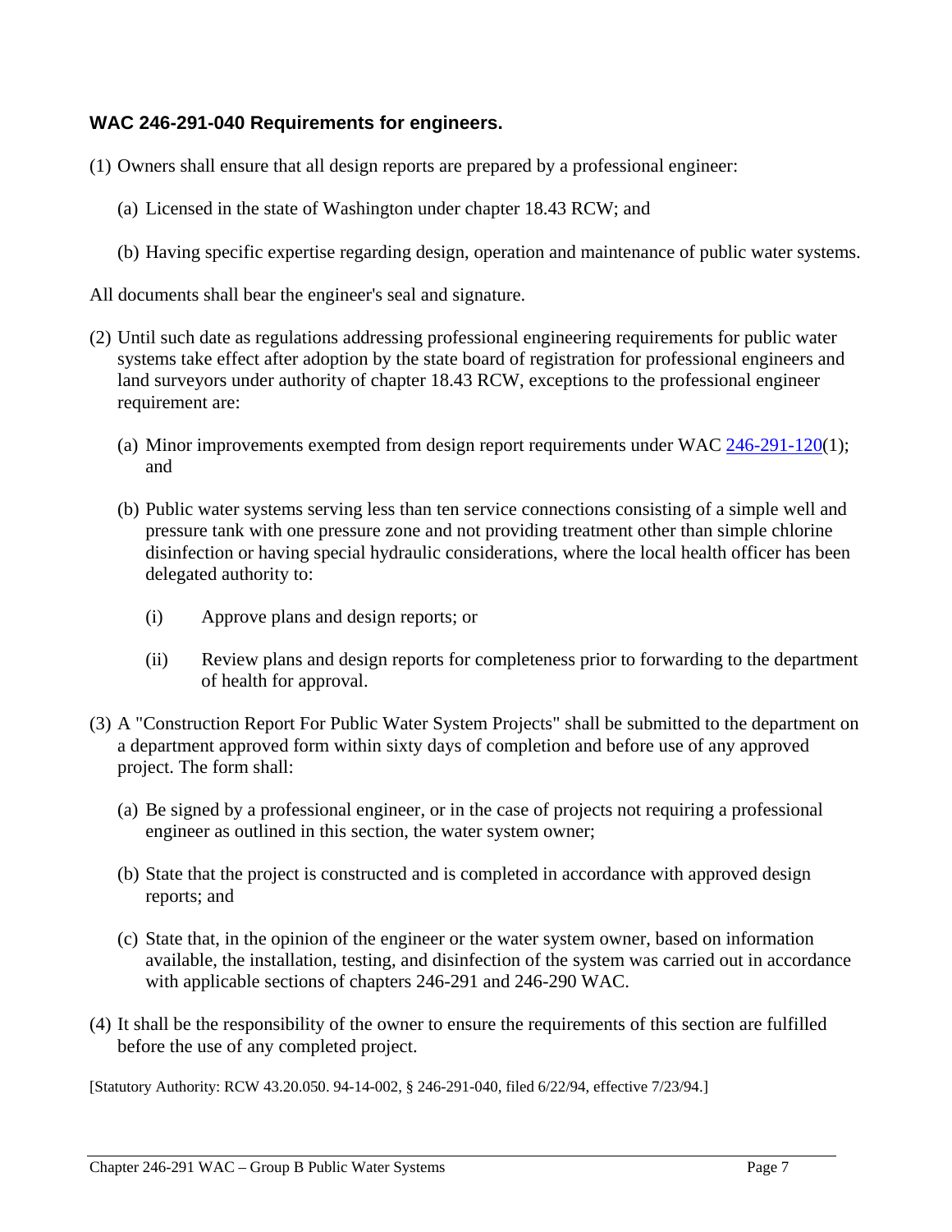### WAC 246-291-040 Requirements for engineers.

(1) Owners shall ensure that all design reports are prepared by a professional engineer:

  (a) Licensed in the state of Washington under chapter 18.43 RCW; and

  (b) Having specific expertise regarding design, operation and maintenance of public water systems.

All documents shall bear the engineer's seal and signature.

(2) Until such date as regulations addressing professional engineering requirements for public water systems take effect after adoption by the state board of registration for professional engineers and land surveyors under authority of chapter 18.43 RCW, exceptions to the professional engineer requirement are:

  (a) Minor improvements exempted from design report requirements under WAC 246-291-120(1); and

  (b) Public water systems serving less than ten service connections consisting of a simple well and pressure tank with one pressure zone and not providing treatment other than simple chlorine disinfection or having special hydraulic considerations, where the local health officer has been delegated authority to:

    (i) Approve plans and design reports; or

    (ii) Review plans and design reports for completeness prior to forwarding to the department of health for approval.

(3) A "Construction Report For Public Water System Projects" shall be submitted to the department on a department approved form within sixty days of completion and before use of any approved project. The form shall:

  (a) Be signed by a professional engineer, or in the case of projects not requiring a professional engineer as outlined in this section, the water system owner;

  (b) State that the project is constructed and is completed in accordance with approved design reports; and

  (c) State that, in the opinion of the engineer or the water system owner, based on information available, the installation, testing, and disinfection of the system was carried out in accordance with applicable sections of chapters 246-291 and 246-290 WAC.

(4) It shall be the responsibility of the owner to ensure the requirements of this section are fulfilled before the use of any completed project.

[Statutory Authority: RCW 43.20.050. 94-14-002, § 246-291-040, filed 6/22/94, effective 7/23/94.]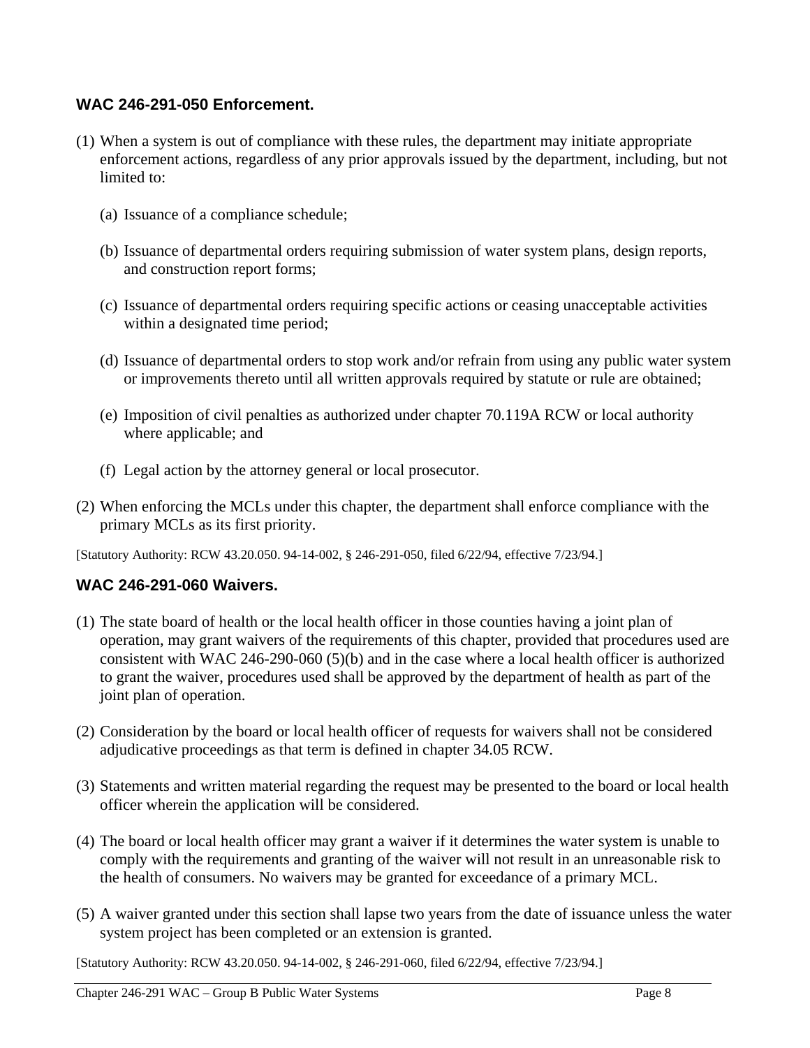### WAC 246-291-050 Enforcement.

(1) When a system is out of compliance with these rules, the department may initiate appropriate enforcement actions, regardless of any prior approvals issued by the department, including, but not limited to:

   (a) Issuance of a compliance schedule;

   (b) Issuance of departmental orders requiring submission of water system plans, design reports, and construction report forms;

   (c) Issuance of departmental orders requiring specific actions or ceasing unacceptable activities within a designated time period;

   (d) Issuance of departmental orders to stop work and/or refrain from using any public water system or improvements thereto until all written approvals required by statute or rule are obtained;

   (e) Imposition of civil penalties as authorized under chapter 70.119A RCW or local authority where applicable; and

   (f) Legal action by the attorney general or local prosecutor.

(2) When enforcing the MCLs under this chapter, the department shall enforce compliance with the primary MCLs as its first priority.

[Statutory Authority: RCW 43.20.050. 94-14-002, § 246-291-050, filed 6/22/94, effective 7/23/94.]

### WAC 246-291-060 Waivers.

(1) The state board of health or the local health officer in those counties having a joint plan of operation, may grant waivers of the requirements of this chapter, provided that procedures used are consistent with WAC 246-290-060 (5)(b) and in the case where a local health officer is authorized to grant the waiver, procedures used shall be approved by the department of health as part of the joint plan of operation.

(2) Consideration by the board or local health officer of requests for waivers shall not be considered adjudicative proceedings as that term is defined in chapter 34.05 RCW.

(3) Statements and written material regarding the request may be presented to the board or local health officer wherein the application will be considered.

(4) The board or local health officer may grant a waiver if it determines the water system is unable to comply with the requirements and granting of the waiver will not result in an unreasonable risk to the health of consumers. No waivers may be granted for exceedance of a primary MCL.

(5) A waiver granted under this section shall lapse two years from the date of issuance unless the water system project has been completed or an extension is granted.

[Statutory Authority: RCW 43.20.050. 94-14-002, § 246-291-060, filed 6/22/94, effective 7/23/94.]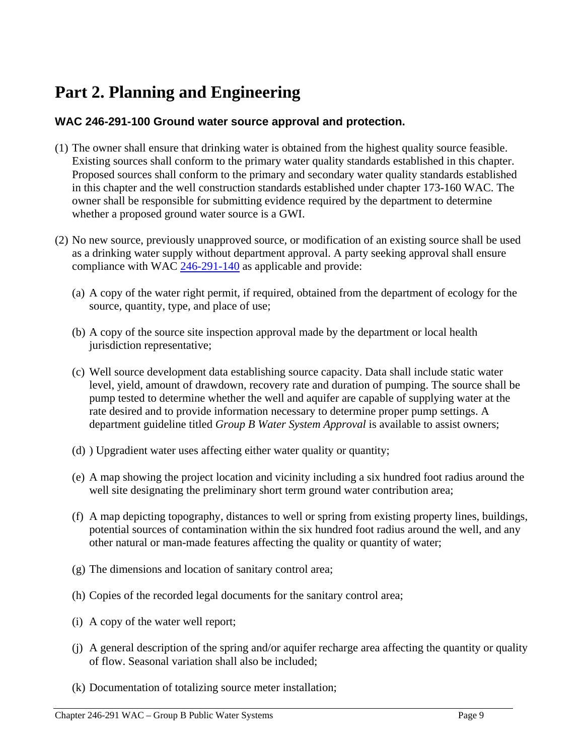# Part 2. Planning and Engineering

### WAC 246-291-100 Ground water source approval and protection.

(1) The owner shall ensure that drinking water is obtained from the highest quality source feasible. Existing sources shall conform to the primary water quality standards established in this chapter. Proposed sources shall conform to the primary and secondary water quality standards established in this chapter and the well construction standards established under chapter 173-160 WAC. The owner shall be responsible for submitting evidence required by the department to determine whether a proposed ground water source is a GWI.

(2) No new source, previously unapproved source, or modification of an existing source shall be used as a drinking water supply without department approval. A party seeking approval shall ensure compliance with WAC 246-291-140 as applicable and provide:

   (a) A copy of the water right permit, if required, obtained from the department of ecology for the source, quantity, type, and place of use;

   (b) A copy of the source site inspection approval made by the department or local health jurisdiction representative;

   (c) Well source development data establishing source capacity. Data shall include static water level, yield, amount of drawdown, recovery rate and duration of pumping. The source shall be pump tested to determine whether the well and aquifer are capable of supplying water at the rate desired and to provide information necessary to determine proper pump settings. A department guideline titled *Group B Water System Approval* is available to assist owners;

   (d) ) Upgradient water uses affecting either water quality or quantity;

   (e) A map showing the project location and vicinity including a six hundred foot radius around the well site designating the preliminary short term ground water contribution area;

   (f) A map depicting topography, distances to well or spring from existing property lines, buildings, potential sources of contamination within the six hundred foot radius around the well, and any other natural or man-made features affecting the quality or quantity of water;

   (g) The dimensions and location of sanitary control area;

   (h) Copies of the recorded legal documents for the sanitary control area;

   (i) A copy of the water well report;

   (j) A general description of the spring and/or aquifer recharge area affecting the quantity or quality of flow. Seasonal variation shall also be included;

   (k) Documentation of totalizing source meter installation;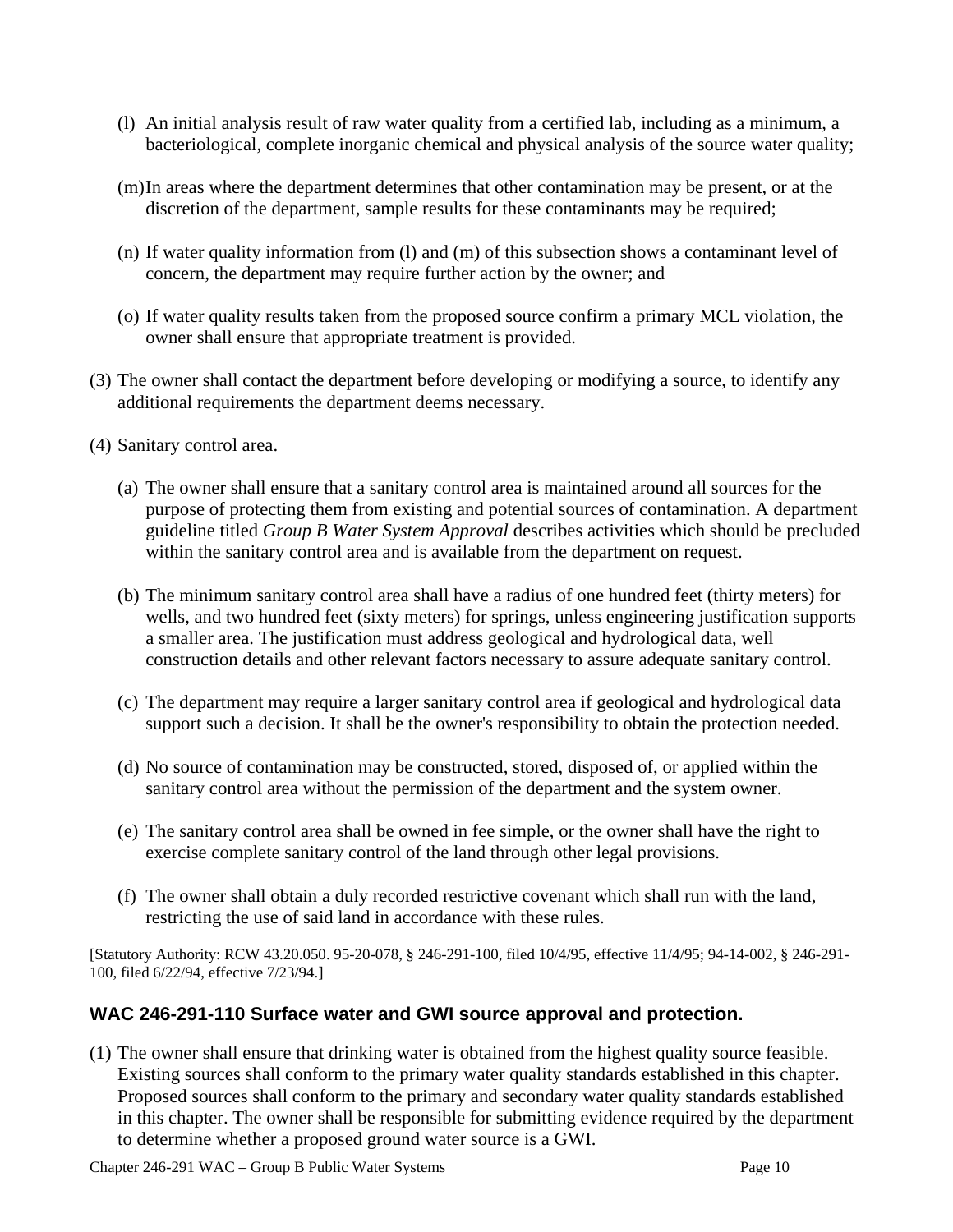(l) An initial analysis result of raw water quality from a certified lab, including as a minimum, a bacteriological, complete inorganic chemical and physical analysis of the source water quality;

(m) In areas where the department determines that other contamination may be present, or at the discretion of the department, sample results for these contaminants may be required;

(n) If water quality information from (l) and (m) of this subsection shows a contaminant level of concern, the department may require further action by the owner; and

(o) If water quality results taken from the proposed source confirm a primary MCL violation, the owner shall ensure that appropriate treatment is provided.

(3) The owner shall contact the department before developing or modifying a source, to identify any additional requirements the department deems necessary.

(4) Sanitary control area.

(a) The owner shall ensure that a sanitary control area is maintained around all sources for the purpose of protecting them from existing and potential sources of contamination. A department guideline titled *Group B Water System Approval* describes activities which should be precluded within the sanitary control area and is available from the department on request.

(b) The minimum sanitary control area shall have a radius of one hundred feet (thirty meters) for wells, and two hundred feet (sixty meters) for springs, unless engineering justification supports a smaller area. The justification must address geological and hydrological data, well construction details and other relevant factors necessary to assure adequate sanitary control.

(c) The department may require a larger sanitary control area if geological and hydrological data support such a decision. It shall be the owner's responsibility to obtain the protection needed.

(d) No source of contamination may be constructed, stored, disposed of, or applied within the sanitary control area without the permission of the department and the system owner.

(e) The sanitary control area shall be owned in fee simple, or the owner shall have the right to exercise complete sanitary control of the land through other legal provisions.

(f) The owner shall obtain a duly recorded restrictive covenant which shall run with the land, restricting the use of said land in accordance with these rules.

[Statutory Authority: RCW 43.20.050. 95-20-078, § 246-291-100, filed 10/4/95, effective 11/4/95; 94-14-002, § 246-291-100, filed 6/22/94, effective 7/23/94.]

## WAC 246-291-110 Surface water and GWI source approval and protection.

(1) The owner shall ensure that drinking water is obtained from the highest quality source feasible. Existing sources shall conform to the primary water quality standards established in this chapter. Proposed sources shall conform to the primary and secondary water quality standards established in this chapter. The owner shall be responsible for submitting evidence required by the department to determine whether a proposed ground water source is a GWI.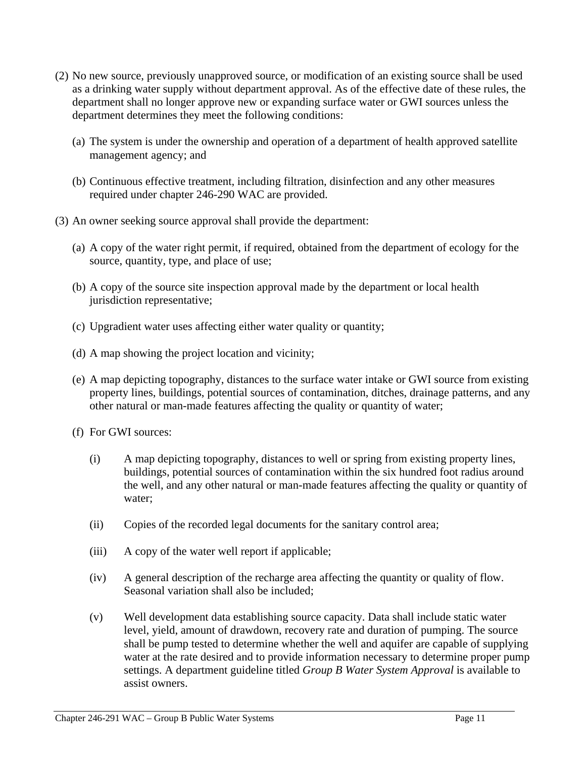(2) No new source, previously unapproved source, or modification of an existing source shall be used as a drinking water supply without department approval. As of the effective date of these rules, the department shall no longer approve new or expanding surface water or GWI sources unless the department determines they meet the following conditions:

   (a) The system is under the ownership and operation of a department of health approved satellite management agency; and

   (b) Continuous effective treatment, including filtration, disinfection and any other measures required under chapter 246-290 WAC are provided.

(3) An owner seeking source approval shall provide the department:

   (a) A copy of the water right permit, if required, obtained from the department of ecology for the source, quantity, type, and place of use;

   (b) A copy of the source site inspection approval made by the department or local health jurisdiction representative;

   (c) Upgradient water uses affecting either water quality or quantity;

   (d) A map showing the project location and vicinity;

   (e) A map depicting topography, distances to the surface water intake or GWI source from existing property lines, buildings, potential sources of contamination, ditches, drainage patterns, and any other natural or man-made features affecting the quality or quantity of water;

   (f) For GWI sources:

      (i) A map depicting topography, distances to well or spring from existing property lines, buildings, potential sources of contamination within the six hundred foot radius around the well, and any other natural or man-made features affecting the quality or quantity of water;

      (ii) Copies of the recorded legal documents for the sanitary control area;

      (iii) A copy of the water well report if applicable;

      (iv) A general description of the recharge area affecting the quantity or quality of flow. Seasonal variation shall also be included;

      (v) Well development data establishing source capacity. Data shall include static water level, yield, amount of drawdown, recovery rate and duration of pumping. The source shall be pump tested to determine whether the well and aquifer are capable of supplying water at the rate desired and to provide information necessary to determine proper pump settings. A department guideline titled *Group B Water System Approval* is available to assist owners.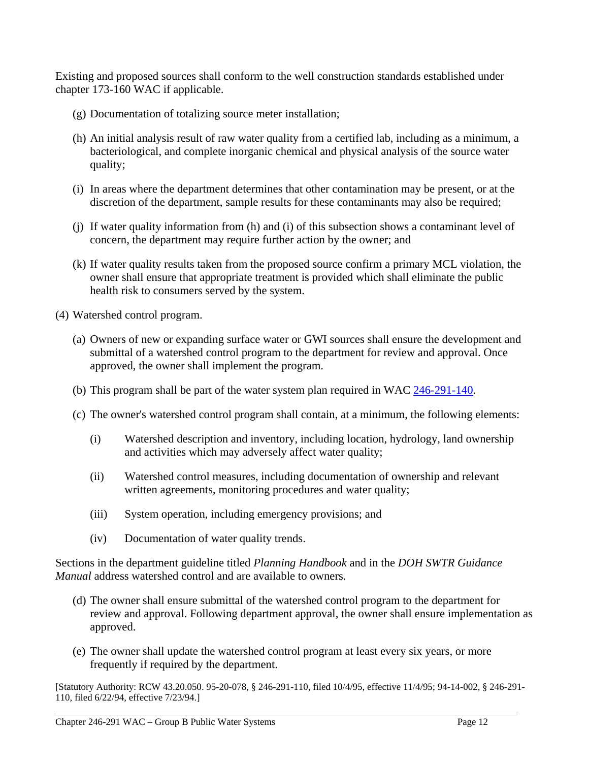Existing and proposed sources shall conform to the well construction standards established under chapter 173-160 WAC if applicable.

(g) Documentation of totalizing source meter installation;

(h) An initial analysis result of raw water quality from a certified lab, including as a minimum, a bacteriological, and complete inorganic chemical and physical analysis of the source water quality;

(i) In areas where the department determines that other contamination may be present, or at the discretion of the department, sample results for these contaminants may also be required;

(j) If water quality information from (h) and (i) of this subsection shows a contaminant level of concern, the department may require further action by the owner; and

(k) If water quality results taken from the proposed source confirm a primary MCL violation, the owner shall ensure that appropriate treatment is provided which shall eliminate the public health risk to consumers served by the system.

(4) Watershed control program.

(a) Owners of new or expanding surface water or GWI sources shall ensure the development and submittal of a watershed control program to the department for review and approval. Once approved, the owner shall implement the program.

(b) This program shall be part of the water system plan required in WAC 246-291-140.

(c) The owner's watershed control program shall contain, at a minimum, the following elements:

(i) Watershed description and inventory, including location, hydrology, land ownership and activities which may adversely affect water quality;

(ii) Watershed control measures, including documentation of ownership and relevant written agreements, monitoring procedures and water quality;

(iii) System operation, including emergency provisions; and

(iv) Documentation of water quality trends.

Sections in the department guideline titled *Planning Handbook* and in the *DOH SWTR Guidance Manual* address watershed control and are available to owners.

(d) The owner shall ensure submittal of the watershed control program to the department for review and approval. Following department approval, the owner shall ensure implementation as approved.

(e) The owner shall update the watershed control program at least every six years, or more frequently if required by the department.

[Statutory Authority: RCW 43.20.050. 95-20-078, § 246-291-110, filed 10/4/95, effective 11/4/95; 94-14-002, § 246-291-110, filed 6/22/94, effective 7/23/94.]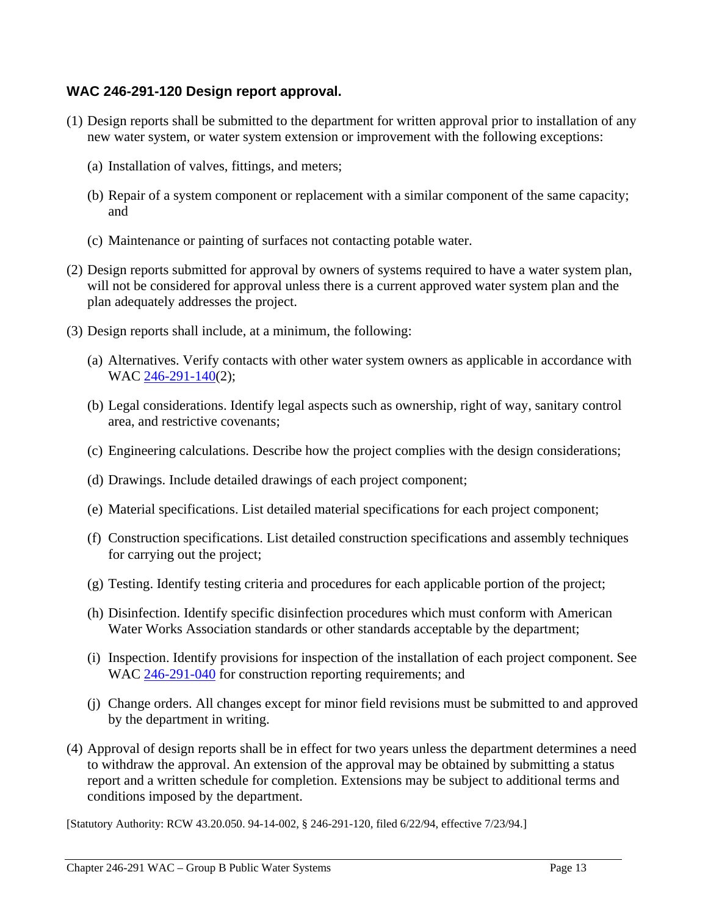### WAC 246-291-120 Design report approval.

(1) Design reports shall be submitted to the department for written approval prior to installation of any new water system, or water system extension or improvement with the following exceptions:

  (a) Installation of valves, fittings, and meters;

  (b) Repair of a system component or replacement with a similar component of the same capacity; and

  (c) Maintenance or painting of surfaces not contacting potable water.

(2) Design reports submitted for approval by owners of systems required to have a water system plan, will not be considered for approval unless there is a current approved water system plan and the plan adequately addresses the project.

(3) Design reports shall include, at a minimum, the following:

  (a) Alternatives. Verify contacts with other water system owners as applicable in accordance with WAC 246-291-140(2);

  (b) Legal considerations. Identify legal aspects such as ownership, right of way, sanitary control area, and restrictive covenants;

  (c) Engineering calculations. Describe how the project complies with the design considerations;

  (d) Drawings. Include detailed drawings of each project component;

  (e) Material specifications. List detailed material specifications for each project component;

  (f) Construction specifications. List detailed construction specifications and assembly techniques for carrying out the project;

  (g) Testing. Identify testing criteria and procedures for each applicable portion of the project;

  (h) Disinfection. Identify specific disinfection procedures which must conform with American Water Works Association standards or other standards acceptable by the department;

  (i) Inspection. Identify provisions for inspection of the installation of each project component. See WAC 246-291-040 for construction reporting requirements; and

  (j) Change orders. All changes except for minor field revisions must be submitted to and approved by the department in writing.

(4) Approval of design reports shall be in effect for two years unless the department determines a need to withdraw the approval. An extension of the approval may be obtained by submitting a status report and a written schedule for completion. Extensions may be subject to additional terms and conditions imposed by the department.

[Statutory Authority: RCW 43.20.050. 94-14-002, § 246-291-120, filed 6/22/94, effective 7/23/94.]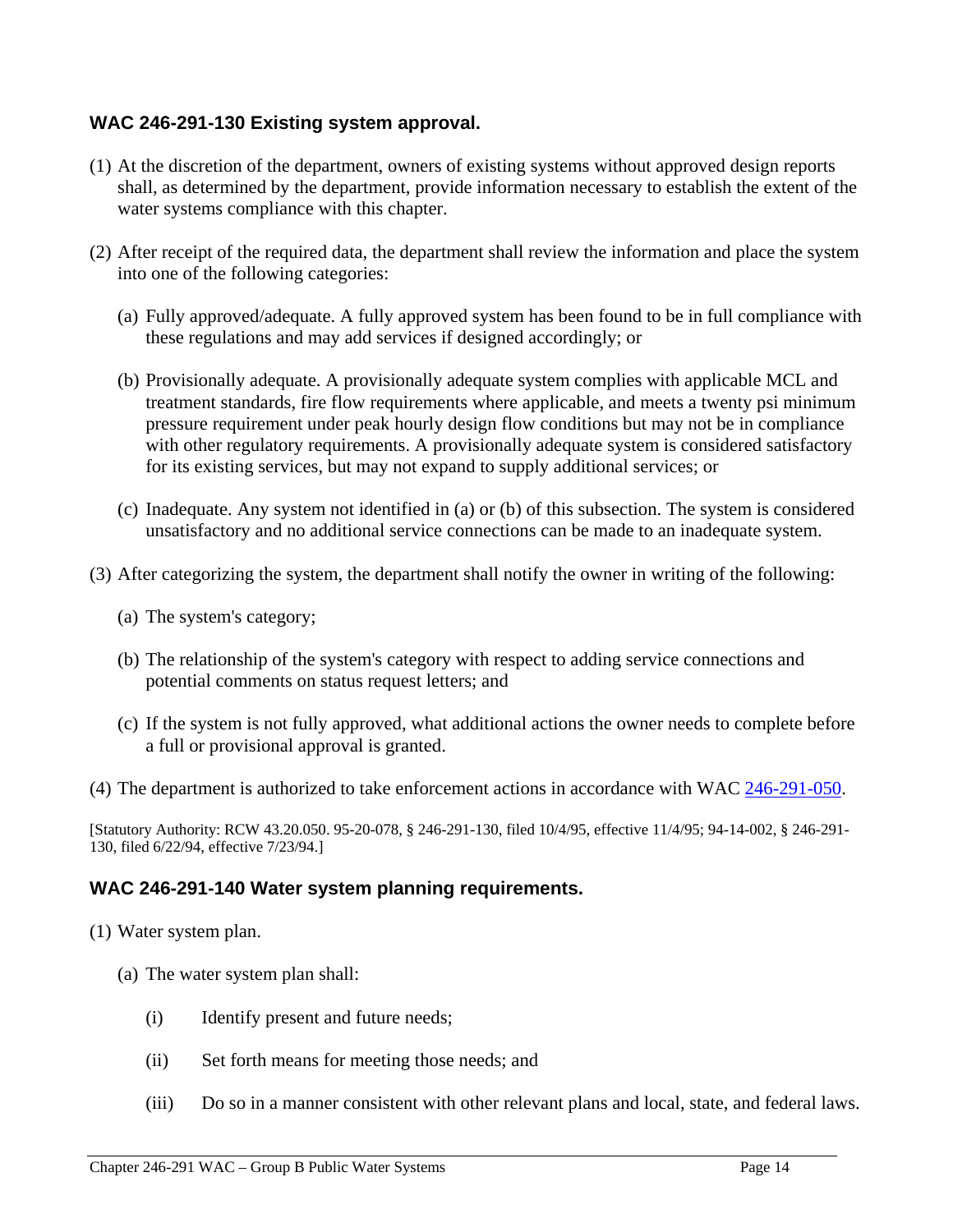### WAC 246-291-130 Existing system approval.

(1) At the discretion of the department, owners of existing systems without approved design reports shall, as determined by the department, provide information necessary to establish the extent of the water systems compliance with this chapter.

(2) After receipt of the required data, the department shall review the information and place the system into one of the following categories:

   (a) Fully approved/adequate. A fully approved system has been found to be in full compliance with these regulations and may add services if designed accordingly; or

   (b) Provisionally adequate. A provisionally adequate system complies with applicable MCL and treatment standards, fire flow requirements where applicable, and meets a twenty psi minimum pressure requirement under peak hourly design flow conditions but may not be in compliance with other regulatory requirements. A provisionally adequate system is considered satisfactory for its existing services, but may not expand to supply additional services; or

   (c) Inadequate. Any system not identified in (a) or (b) of this subsection. The system is considered unsatisfactory and no additional service connections can be made to an inadequate system.

(3) After categorizing the system, the department shall notify the owner in writing of the following:

   (a) The system's category;

   (b) The relationship of the system's category with respect to adding service connections and potential comments on status request letters; and

   (c) If the system is not fully approved, what additional actions the owner needs to complete before a full or provisional approval is granted.

(4) The department is authorized to take enforcement actions in accordance with WAC 246-291-050.

[Statutory Authority: RCW 43.20.050. 95-20-078, § 246-291-130, filed 10/4/95, effective 11/4/95; 94-14-002, § 246-291-130, filed 6/22/94, effective 7/23/94.]

### WAC 246-291-140 Water system planning requirements.

(1) Water system plan.

   (a) The water system plan shall:

      (i) Identify present and future needs;

      (ii) Set forth means for meeting those needs; and

      (iii) Do so in a manner consistent with other relevant plans and local, state, and federal laws.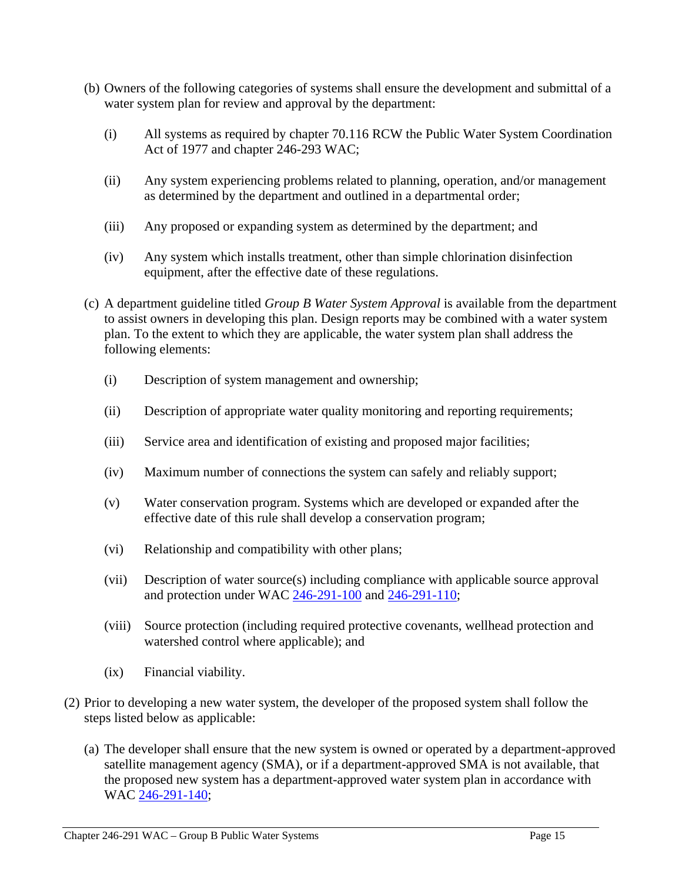(b) Owners of the following categories of systems shall ensure the development and submittal of a water system plan for review and approval by the department:

(i) All systems as required by chapter 70.116 RCW the Public Water System Coordination Act of 1977 and chapter 246-293 WAC;

(ii) Any system experiencing problems related to planning, operation, and/or management as determined by the department and outlined in a departmental order;

(iii) Any proposed or expanding system as determined by the department; and

(iv) Any system which installs treatment, other than simple chlorination disinfection equipment, after the effective date of these regulations.

(c) A department guideline titled *Group B Water System Approval* is available from the department to assist owners in developing this plan. Design reports may be combined with a water system plan. To the extent to which they are applicable, the water system plan shall address the following elements:

(i) Description of system management and ownership;

(ii) Description of appropriate water quality monitoring and reporting requirements;

(iii) Service area and identification of existing and proposed major facilities;

(iv) Maximum number of connections the system can safely and reliably support;

(v) Water conservation program. Systems which are developed or expanded after the effective date of this rule shall develop a conservation program;

(vi) Relationship and compatibility with other plans;

(vii) Description of water source(s) including compliance with applicable source approval and protection under WAC 246-291-100 and 246-291-110;

(viii) Source protection (including required protective covenants, wellhead protection and watershed control where applicable); and

(ix) Financial viability.

(2) Prior to developing a new water system, the developer of the proposed system shall follow the steps listed below as applicable:

(a) The developer shall ensure that the new system is owned or operated by a department-approved satellite management agency (SMA), or if a department-approved SMA is not available, that the proposed new system has a department-approved water system plan in accordance with WAC 246-291-140;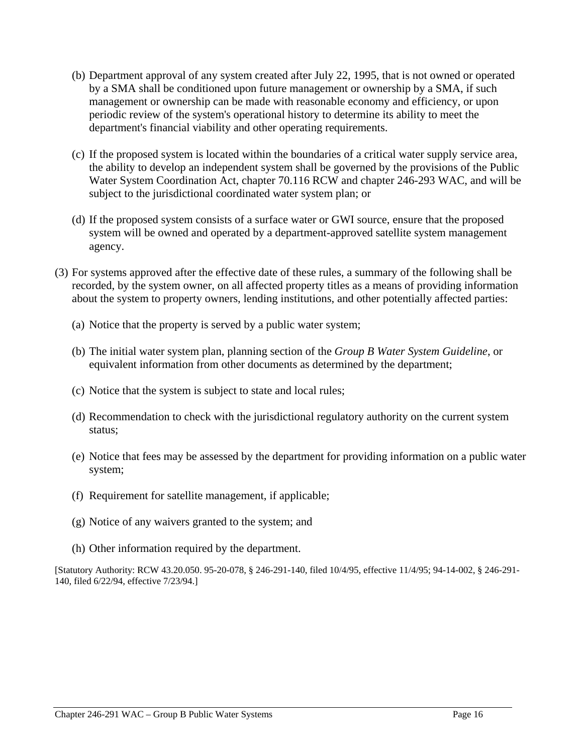(b) Department approval of any system created after July 22, 1995, that is not owned or operated by a SMA shall be conditioned upon future management or ownership by a SMA, if such management or ownership can be made with reasonable economy and efficiency, or upon periodic review of the system's operational history to determine its ability to meet the department's financial viability and other operating requirements.

(c) If the proposed system is located within the boundaries of a critical water supply service area, the ability to develop an independent system shall be governed by the provisions of the Public Water System Coordination Act, chapter 70.116 RCW and chapter 246-293 WAC, and will be subject to the jurisdictional coordinated water system plan; or

(d) If the proposed system consists of a surface water or GWI source, ensure that the proposed system will be owned and operated by a department-approved satellite system management agency.

(3) For systems approved after the effective date of these rules, a summary of the following shall be recorded, by the system owner, on all affected property titles as a means of providing information about the system to property owners, lending institutions, and other potentially affected parties:

(a) Notice that the property is served by a public water system;

(b) The initial water system plan, planning section of the *Group B Water System Guideline*, or equivalent information from other documents as determined by the department;

(c) Notice that the system is subject to state and local rules;

(d) Recommendation to check with the jurisdictional regulatory authority on the current system status;

(e) Notice that fees may be assessed by the department for providing information on a public water system;

(f) Requirement for satellite management, if applicable;

(g) Notice of any waivers granted to the system; and

(h) Other information required by the department.

[Statutory Authority: RCW 43.20.050. 95-20-078, § 246-291-140, filed 10/4/95, effective 11/4/95; 94-14-002, § 246-291-140, filed 6/22/94, effective 7/23/94.]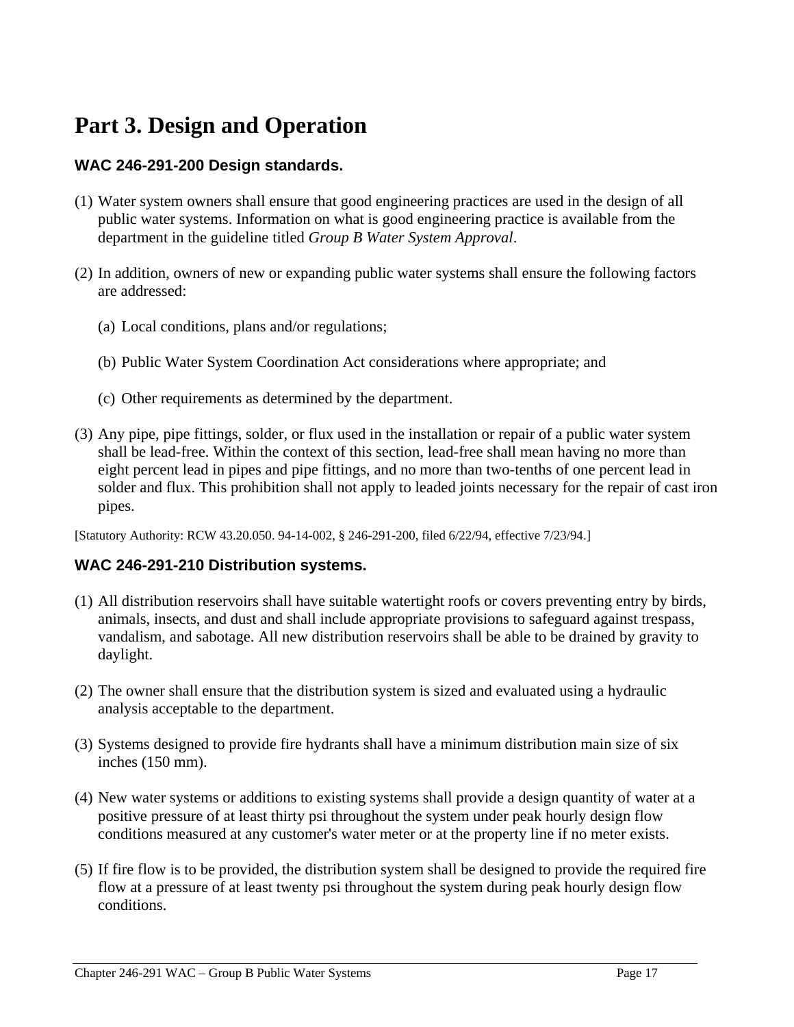# Part 3. Design and Operation

### WAC 246-291-200 Design standards.

(1) Water system owners shall ensure that good engineering practices are used in the design of all public water systems. Information on what is good engineering practice is available from the department in the guideline titled *Group B Water System Approval*.

(2) In addition, owners of new or expanding public water systems shall ensure the following factors are addressed:

  (a) Local conditions, plans and/or regulations;

  (b) Public Water System Coordination Act considerations where appropriate; and

  (c) Other requirements as determined by the department.

(3) Any pipe, pipe fittings, solder, or flux used in the installation or repair of a public water system shall be lead-free. Within the context of this section, lead-free shall mean having no more than eight percent lead in pipes and pipe fittings, and no more than two-tenths of one percent lead in solder and flux. This prohibition shall not apply to leaded joints necessary for the repair of cast iron pipes.

[Statutory Authority: RCW 43.20.050. 94-14-002, § 246-291-200, filed 6/22/94, effective 7/23/94.]

### WAC 246-291-210 Distribution systems.

(1) All distribution reservoirs shall have suitable watertight roofs or covers preventing entry by birds, animals, insects, and dust and shall include appropriate provisions to safeguard against trespass, vandalism, and sabotage. All new distribution reservoirs shall be able to be drained by gravity to daylight.

(2) The owner shall ensure that the distribution system is sized and evaluated using a hydraulic analysis acceptable to the department.

(3) Systems designed to provide fire hydrants shall have a minimum distribution main size of six inches (150 mm).

(4) New water systems or additions to existing systems shall provide a design quantity of water at a positive pressure of at least thirty psi throughout the system under peak hourly design flow conditions measured at any customer's water meter or at the property line if no meter exists.

(5) If fire flow is to be provided, the distribution system shall be designed to provide the required fire flow at a pressure of at least twenty psi throughout the system during peak hourly design flow conditions.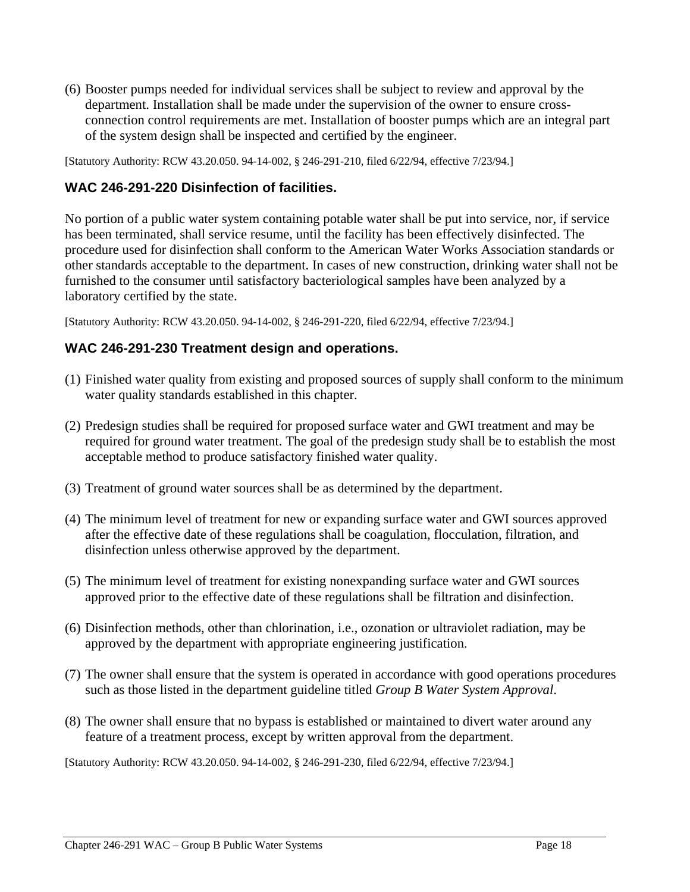(6) Booster pumps needed for individual services shall be subject to review and approval by the department. Installation shall be made under the supervision of the owner to ensure cross-connection control requirements are met. Installation of booster pumps which are an integral part of the system design shall be inspected and certified by the engineer.

[Statutory Authority: RCW 43.20.050. 94-14-002, § 246-291-210, filed 6/22/94, effective 7/23/94.]

### WAC 246-291-220 Disinfection of facilities.

No portion of a public water system containing potable water shall be put into service, nor, if service has been terminated, shall service resume, until the facility has been effectively disinfected. The procedure used for disinfection shall conform to the American Water Works Association standards or other standards acceptable to the department. In cases of new construction, drinking water shall not be furnished to the consumer until satisfactory bacteriological samples have been analyzed by a laboratory certified by the state.

[Statutory Authority: RCW 43.20.050. 94-14-002, § 246-291-220, filed 6/22/94, effective 7/23/94.]

### WAC 246-291-230 Treatment design and operations.

(1) Finished water quality from existing and proposed sources of supply shall conform to the minimum water quality standards established in this chapter.

(2) Predesign studies shall be required for proposed surface water and GWI treatment and may be required for ground water treatment. The goal of the predesign study shall be to establish the most acceptable method to produce satisfactory finished water quality.

(3) Treatment of ground water sources shall be as determined by the department.

(4) The minimum level of treatment for new or expanding surface water and GWI sources approved after the effective date of these regulations shall be coagulation, flocculation, filtration, and disinfection unless otherwise approved by the department.

(5) The minimum level of treatment for existing nonexpanding surface water and GWI sources approved prior to the effective date of these regulations shall be filtration and disinfection.

(6) Disinfection methods, other than chlorination, i.e., ozonation or ultraviolet radiation, may be approved by the department with appropriate engineering justification.

(7) The owner shall ensure that the system is operated in accordance with good operations procedures such as those listed in the department guideline titled *Group B Water System Approval*.

(8) The owner shall ensure that no bypass is established or maintained to divert water around any feature of a treatment process, except by written approval from the department.

[Statutory Authority: RCW 43.20.050. 94-14-002, § 246-291-230, filed 6/22/94, effective 7/23/94.]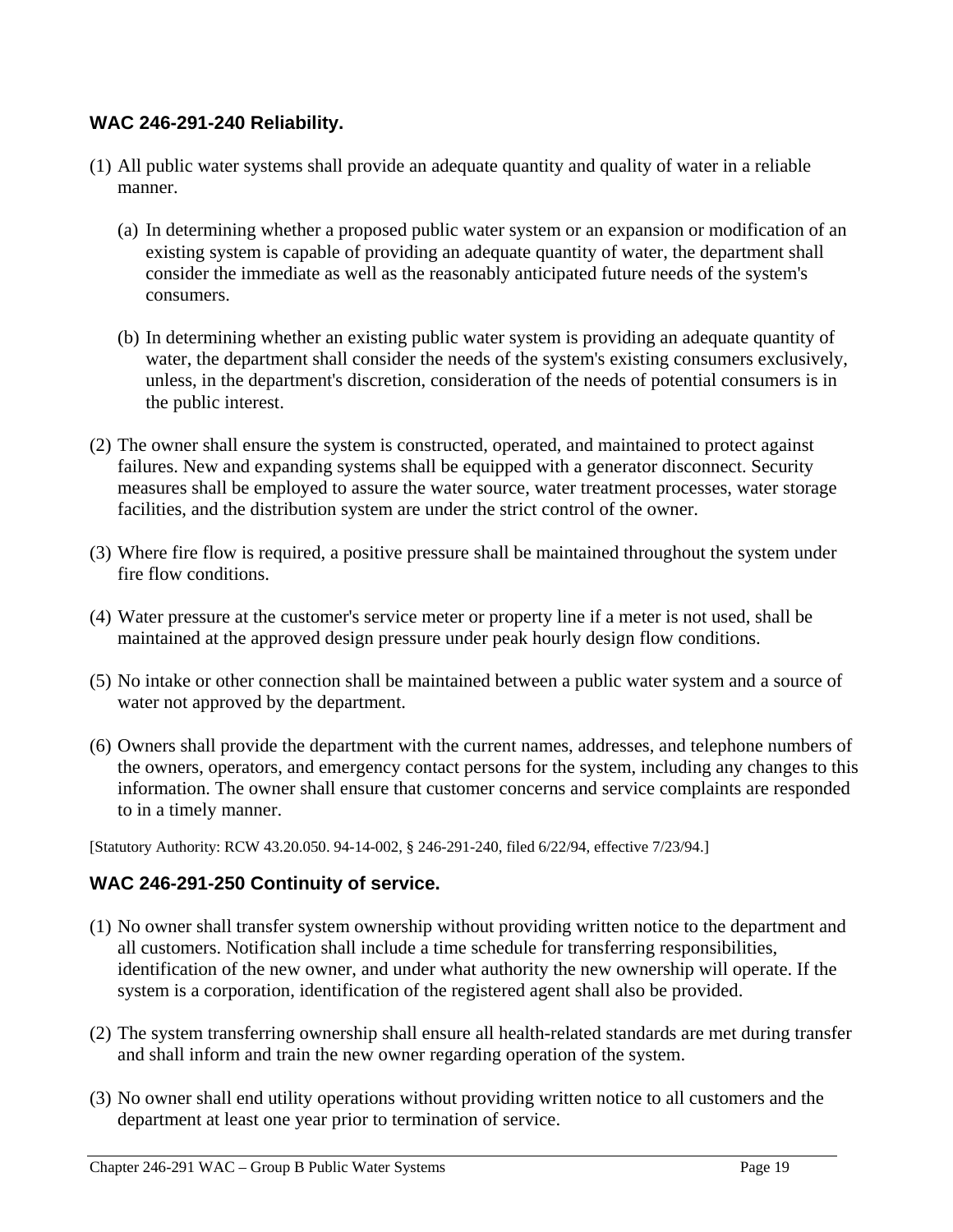### WAC 246-291-240 Reliability.

(1) All public water systems shall provide an adequate quantity and quality of water in a reliable manner.

(a) In determining whether a proposed public water system or an expansion or modification of an existing system is capable of providing an adequate quantity of water, the department shall consider the immediate as well as the reasonably anticipated future needs of the system's consumers.

(b) In determining whether an existing public water system is providing an adequate quantity of water, the department shall consider the needs of the system's existing consumers exclusively, unless, in the department's discretion, consideration of the needs of potential consumers is in the public interest.

(2) The owner shall ensure the system is constructed, operated, and maintained to protect against failures. New and expanding systems shall be equipped with a generator disconnect. Security measures shall be employed to assure the water source, water treatment processes, water storage facilities, and the distribution system are under the strict control of the owner.

(3) Where fire flow is required, a positive pressure shall be maintained throughout the system under fire flow conditions.

(4) Water pressure at the customer's service meter or property line if a meter is not used, shall be maintained at the approved design pressure under peak hourly design flow conditions.

(5) No intake or other connection shall be maintained between a public water system and a source of water not approved by the department.

(6) Owners shall provide the department with the current names, addresses, and telephone numbers of the owners, operators, and emergency contact persons for the system, including any changes to this information. The owner shall ensure that customer concerns and service complaints are responded to in a timely manner.

[Statutory Authority: RCW 43.20.050. 94-14-002, § 246-291-240, filed 6/22/94, effective 7/23/94.]

### WAC 246-291-250 Continuity of service.

(1) No owner shall transfer system ownership without providing written notice to the department and all customers. Notification shall include a time schedule for transferring responsibilities, identification of the new owner, and under what authority the new ownership will operate. If the system is a corporation, identification of the registered agent shall also be provided.

(2) The system transferring ownership shall ensure all health-related standards are met during transfer and shall inform and train the new owner regarding operation of the system.

(3) No owner shall end utility operations without providing written notice to all customers and the department at least one year prior to termination of service.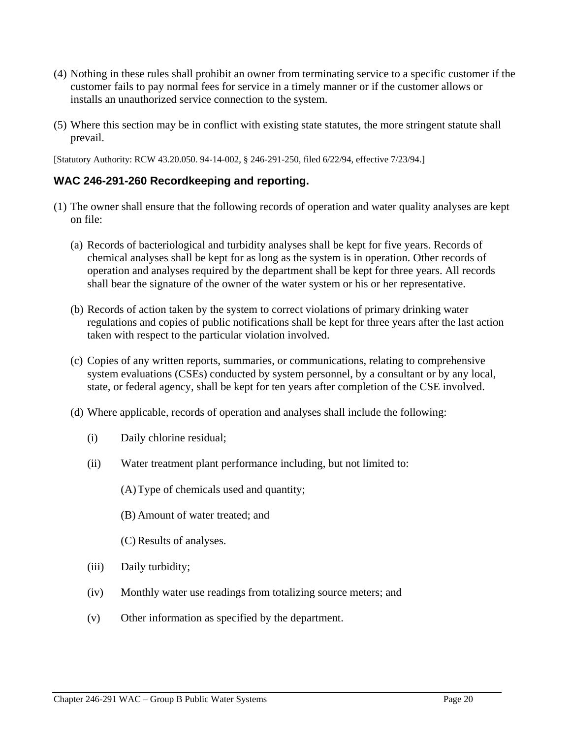(4) Nothing in these rules shall prohibit an owner from terminating service to a specific customer if the customer fails to pay normal fees for service in a timely manner or if the customer allows or installs an unauthorized service connection to the system.

(5) Where this section may be in conflict with existing state statutes, the more stringent statute shall prevail.

[Statutory Authority: RCW 43.20.050. 94-14-002, § 246-291-250, filed 6/22/94, effective 7/23/94.]

### WAC 246-291-260 Recordkeeping and reporting.

(1) The owner shall ensure that the following records of operation and water quality analyses are kept on file:

(a) Records of bacteriological and turbidity analyses shall be kept for five years. Records of chemical analyses shall be kept for as long as the system is in operation. Other records of operation and analyses required by the department shall be kept for three years. All records shall bear the signature of the owner of the water system or his or her representative.

(b) Records of action taken by the system to correct violations of primary drinking water regulations and copies of public notifications shall be kept for three years after the last action taken with respect to the particular violation involved.

(c) Copies of any written reports, summaries, or communications, relating to comprehensive system evaluations (CSEs) conducted by system personnel, by a consultant or by any local, state, or federal agency, shall be kept for ten years after completion of the CSE involved.

(d) Where applicable, records of operation and analyses shall include the following:

(i) Daily chlorine residual;

(ii) Water treatment plant performance including, but not limited to:

(A) Type of chemicals used and quantity;

(B) Amount of water treated; and

(C) Results of analyses.

(iii) Daily turbidity;

(iv) Monthly water use readings from totalizing source meters; and

(v) Other information as specified by the department.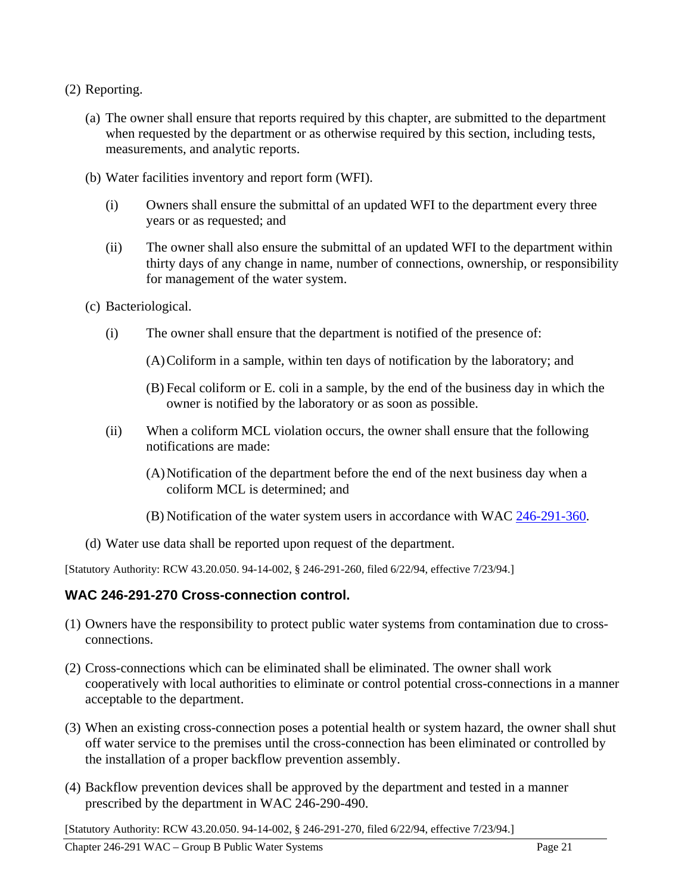(2) Reporting.

(a) The owner shall ensure that reports required by this chapter, are submitted to the department when requested by the department or as otherwise required by this section, including tests, measurements, and analytic reports.

(b) Water facilities inventory and report form (WFI).

(i) Owners shall ensure the submittal of an updated WFI to the department every three years or as requested; and

(ii) The owner shall also ensure the submittal of an updated WFI to the department within thirty days of any change in name, number of connections, ownership, or responsibility for management of the water system.

(c) Bacteriological.

(i) The owner shall ensure that the department is notified of the presence of:

(A) Coliform in a sample, within ten days of notification by the laboratory; and

(B) Fecal coliform or E. coli in a sample, by the end of the business day in which the owner is notified by the laboratory or as soon as possible.

(ii) When a coliform MCL violation occurs, the owner shall ensure that the following notifications are made:

(A) Notification of the department before the end of the next business day when a coliform MCL is determined; and

(B) Notification of the water system users in accordance with WAC 246-291-360.

(d) Water use data shall be reported upon request of the department.

[Statutory Authority: RCW 43.20.050. 94-14-002, § 246-291-260, filed 6/22/94, effective 7/23/94.]

## WAC 246-291-270 Cross-connection control.

(1) Owners have the responsibility to protect public water systems from contamination due to cross-connections.

(2) Cross-connections which can be eliminated shall be eliminated. The owner shall work cooperatively with local authorities to eliminate or control potential cross-connections in a manner acceptable to the department.

(3) When an existing cross-connection poses a potential health or system hazard, the owner shall shut off water service to the premises until the cross-connection has been eliminated or controlled by the installation of a proper backflow prevention assembly.

(4) Backflow prevention devices shall be approved by the department and tested in a manner prescribed by the department in WAC 246-290-490.

[Statutory Authority: RCW 43.20.050. 94-14-002, § 246-291-270, filed 6/22/94, effective 7/23/94.]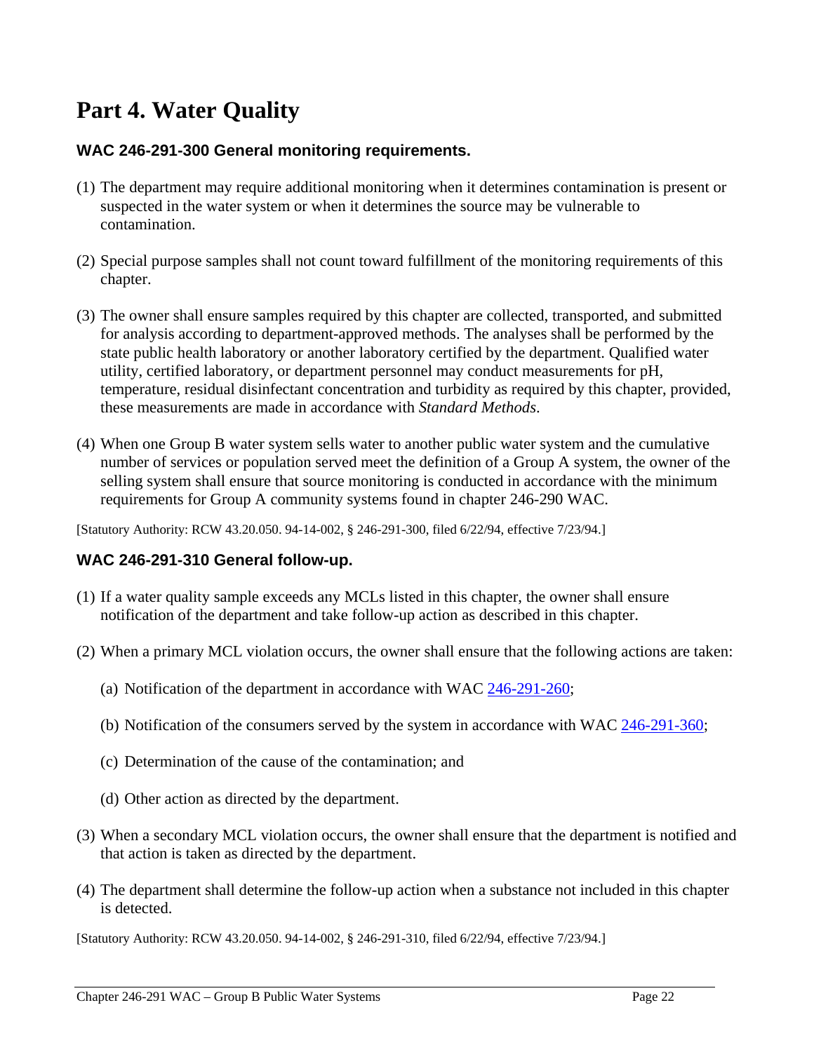# Part 4. Water Quality

### WAC 246-291-300 General monitoring requirements.

(1) The department may require additional monitoring when it determines contamination is present or suspected in the water system or when it determines the source may be vulnerable to contamination.

(2) Special purpose samples shall not count toward fulfillment of the monitoring requirements of this chapter.

(3) The owner shall ensure samples required by this chapter are collected, transported, and submitted for analysis according to department-approved methods. The analyses shall be performed by the state public health laboratory or another laboratory certified by the department. Qualified water utility, certified laboratory, or department personnel may conduct measurements for pH, temperature, residual disinfectant concentration and turbidity as required by this chapter, provided, these measurements are made in accordance with *Standard Methods*.

(4) When one Group B water system sells water to another public water system and the cumulative number of services or population served meet the definition of a Group A system, the owner of the selling system shall ensure that source monitoring is conducted in accordance with the minimum requirements for Group A community systems found in chapter 246-290 WAC.

[Statutory Authority: RCW 43.20.050. 94-14-002, § 246-291-300, filed 6/22/94, effective 7/23/94.]

### WAC 246-291-310 General follow-up.

(1) If a water quality sample exceeds any MCLs listed in this chapter, the owner shall ensure notification of the department and take follow-up action as described in this chapter.

(2) When a primary MCL violation occurs, the owner shall ensure that the following actions are taken:

   (a) Notification of the department in accordance with WAC 246-291-260;

   (b) Notification of the consumers served by the system in accordance with WAC 246-291-360;

   (c) Determination of the cause of the contamination; and

   (d) Other action as directed by the department.

(3) When a secondary MCL violation occurs, the owner shall ensure that the department is notified and that action is taken as directed by the department.

(4) The department shall determine the follow-up action when a substance not included in this chapter is detected.

[Statutory Authority: RCW 43.20.050. 94-14-002, § 246-291-310, filed 6/22/94, effective 7/23/94.]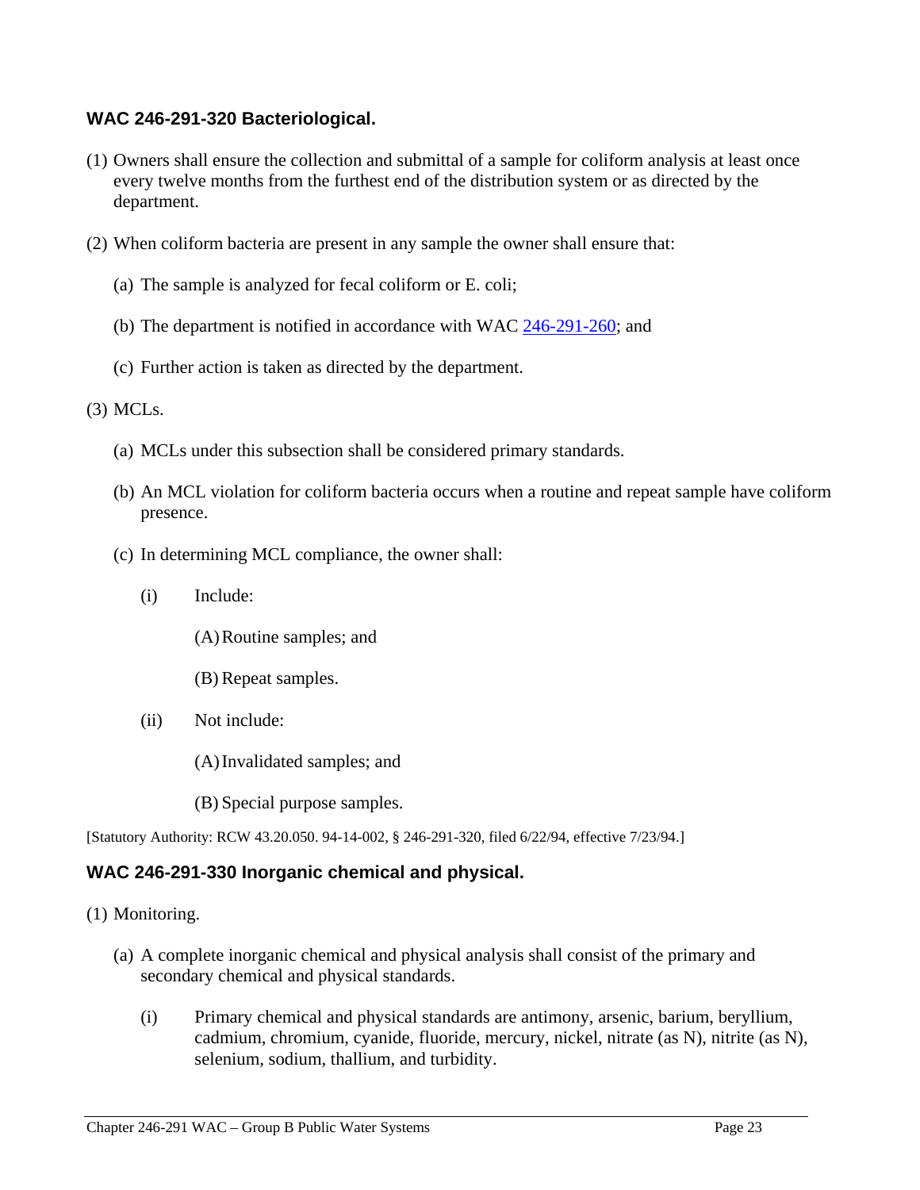### WAC 246-291-320 Bacteriological.

(1) Owners shall ensure the collection and submittal of a sample for coliform analysis at least once every twelve months from the furthest end of the distribution system or as directed by the department.

(2) When coliform bacteria are present in any sample the owner shall ensure that:

- (a) The sample is analyzed for fecal coliform or E. coli;
- (b) The department is notified in accordance with WAC 246-291-260; and
- (c) Further action is taken as directed by the department.

(3) MCLs.

- (a) MCLs under this subsection shall be considered primary standards.
- (b) An MCL violation for coliform bacteria occurs when a routine and repeat sample have coliform presence.
- (c) In determining MCL compliance, the owner shall:
  - (i) Include:
    - (A) Routine samples; and
    - (B) Repeat samples.
  - (ii) Not include:
    - (A) Invalidated samples; and
    - (B) Special purpose samples.

[Statutory Authority: RCW 43.20.050. 94-14-002, § 246-291-320, filed 6/22/94, effective 7/23/94.]

### WAC 246-291-330 Inorganic chemical and physical.

(1) Monitoring.

- (a) A complete inorganic chemical and physical analysis shall consist of the primary and secondary chemical and physical standards.
  - (i) Primary chemical and physical standards are antimony, arsenic, barium, beryllium, cadmium, chromium, cyanide, fluoride, mercury, nickel, nitrate (as N), nitrite (as N), selenium, sodium, thallium, and turbidity.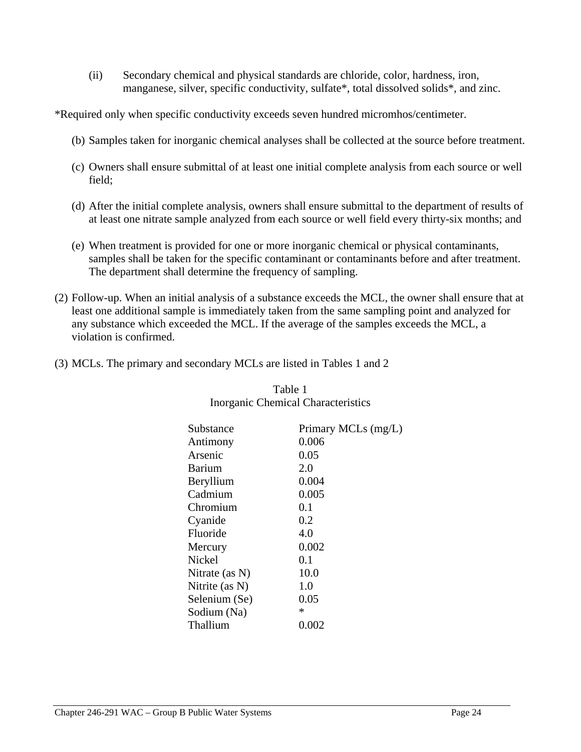(ii) Secondary chemical and physical standards are chloride, color, hardness, iron, manganese, silver, specific conductivity, sulfate*, total dissolved solids*, and zinc.

*Required only when specific conductivity exceeds seven hundred micromhos/centimeter.

(b) Samples taken for inorganic chemical analyses shall be collected at the source before treatment.

(c) Owners shall ensure submittal of at least one initial complete analysis from each source or well field;

(d) After the initial complete analysis, owners shall ensure submittal to the department of results of at least one nitrate sample analyzed from each source or well field every thirty-six months; and

(e) When treatment is provided for one or more inorganic chemical or physical contaminants, samples shall be taken for the specific contaminant or contaminants before and after treatment. The department shall determine the frequency of sampling.

(2) Follow-up. When an initial analysis of a substance exceeds the MCL, the owner shall ensure that at least one additional sample is immediately taken from the same sampling point and analyzed for any substance which exceeded the MCL. If the average of the samples exceeds the MCL, a violation is confirmed.

(3) MCLs. The primary and secondary MCLs are listed in Tables 1 and 2

Table 1
Inorganic Chemical Characteristics

| Substance | Primary MCLs (mg/L) |
|---|---|
| Antimony | 0.006 |
| Arsenic | 0.05 |
| Barium | 2.0 |
| Beryllium | 0.004 |
| Cadmium | 0.005 |
| Chromium | 0.1 |
| Cyanide | 0.2 |
| Fluoride | 4.0 |
| Mercury | 0.002 |
| Nickel | 0.1 |
| Nitrate (as N) | 10.0 |
| Nitrite (as N) | 1.0 |
| Selenium (Se) | 0.05 |
| Sodium (Na) | * |
| Thallium | 0.002 |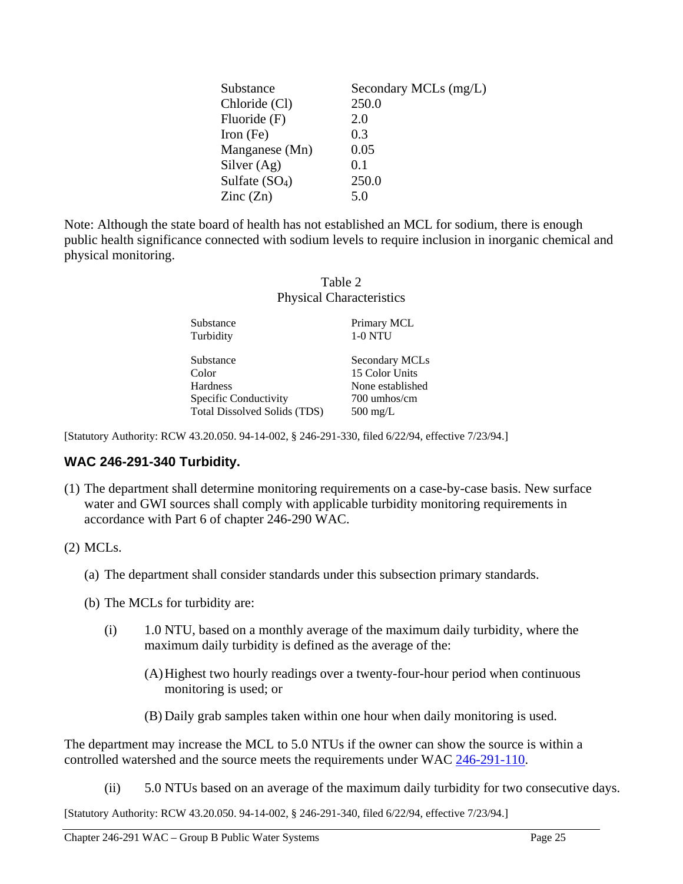| Substance | Secondary MCLs (mg/L) |
|---|---|
| Chloride (Cl) | 250.0 |
| Fluoride (F) | 2.0 |
| Iron (Fe) | 0.3 |
| Manganese (Mn) | 0.05 |
| Silver (Ag) | 0.1 |
| Sulfate ($SO_4$) | 250.0 |
| Zinc (Zn) | 5.0 |

Note: Although the state board of health has not established an MCL for sodium, there is enough public health significance connected with sodium levels to require inclusion in inorganic chemical and physical monitoring.

Table 2
Physical Characteristics

| Substance | Primary MCL |
|---|---|
| Turbidity | 1-0 NTU |

| Substance | Secondary MCLs |
|---|---|
| Color | 15 Color Units |
| Hardness | None established |
| Specific Conductivity | 700 umhos/cm |
| Total Dissolved Solids (TDS) | 500 mg/L |

[Statutory Authority: RCW 43.20.050. 94-14-002, § 246-291-330, filed 6/22/94, effective 7/23/94.]

### WAC 246-291-340 Turbidity.

(1) The department shall determine monitoring requirements on a case-by-case basis. New surface water and GWI sources shall comply with applicable turbidity monitoring requirements in accordance with Part 6 of chapter 246-290 WAC.

(2) MCLs.

(a) The department shall consider standards under this subsection primary standards.

(b) The MCLs for turbidity are:

(i) 1.0 NTU, based on a monthly average of the maximum daily turbidity, where the maximum daily turbidity is defined as the average of the:

(A) Highest two hourly readings over a twenty-four-hour period when continuous monitoring is used; or

(B) Daily grab samples taken within one hour when daily monitoring is used.

The department may increase the MCL to 5.0 NTUs if the owner can show the source is within a controlled watershed and the source meets the requirements under WAC 246-291-110.

(ii) 5.0 NTUs based on an average of the maximum daily turbidity for two consecutive days.

[Statutory Authority: RCW 43.20.050. 94-14-002, § 246-291-340, filed 6/22/94, effective 7/23/94.]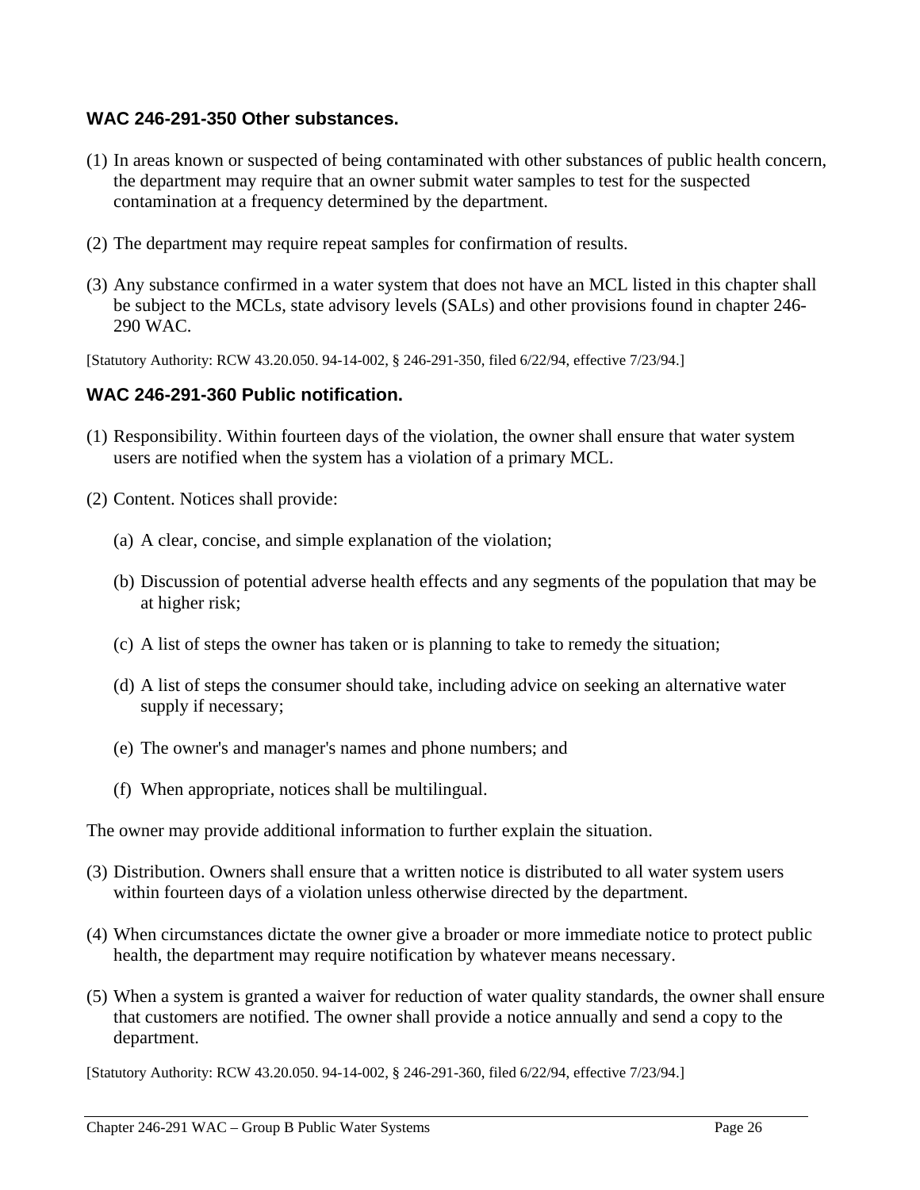### WAC 246-291-350 Other substances.

(1) In areas known or suspected of being contaminated with other substances of public health concern, the department may require that an owner submit water samples to test for the suspected contamination at a frequency determined by the department.

(2) The department may require repeat samples for confirmation of results.

(3) Any substance confirmed in a water system that does not have an MCL listed in this chapter shall be subject to the MCLs, state advisory levels (SALs) and other provisions found in chapter 246-290 WAC.

[Statutory Authority: RCW 43.20.050. 94-14-002, § 246-291-350, filed 6/22/94, effective 7/23/94.]

### WAC 246-291-360 Public notification.

(1) Responsibility. Within fourteen days of the violation, the owner shall ensure that water system users are notified when the system has a violation of a primary MCL.

(2) Content. Notices shall provide:

   (a) A clear, concise, and simple explanation of the violation;

   (b) Discussion of potential adverse health effects and any segments of the population that may be at higher risk;

   (c) A list of steps the owner has taken or is planning to take to remedy the situation;

   (d) A list of steps the consumer should take, including advice on seeking an alternative water supply if necessary;

   (e) The owner's and manager's names and phone numbers; and

   (f) When appropriate, notices shall be multilingual.

The owner may provide additional information to further explain the situation.

(3) Distribution. Owners shall ensure that a written notice is distributed to all water system users within fourteen days of a violation unless otherwise directed by the department.

(4) When circumstances dictate the owner give a broader or more immediate notice to protect public health, the department may require notification by whatever means necessary.

(5) When a system is granted a waiver for reduction of water quality standards, the owner shall ensure that customers are notified. The owner shall provide a notice annually and send a copy to the department.

[Statutory Authority: RCW 43.20.050. 94-14-002, § 246-291-360, filed 6/22/94, effective 7/23/94.]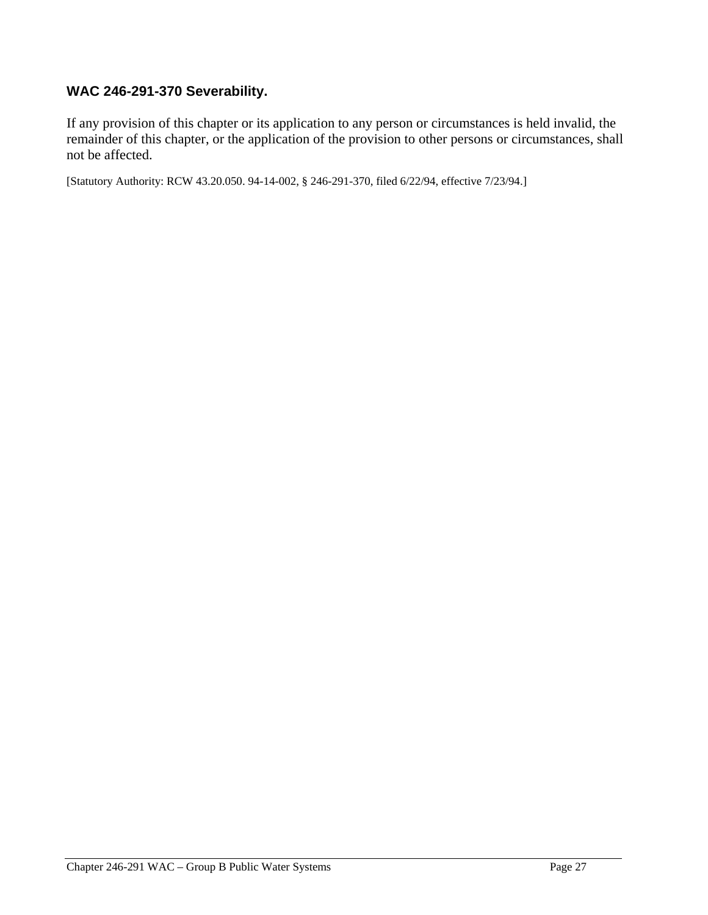### WAC 246-291-370 Severability.

If any provision of this chapter or its application to any person or circumstances is held invalid, the remainder of this chapter, or the application of the provision to other persons or circumstances, shall not be affected.

[Statutory Authority: RCW 43.20.050. 94-14-002, § 246-291-370, filed 6/22/94, effective 7/23/94.]